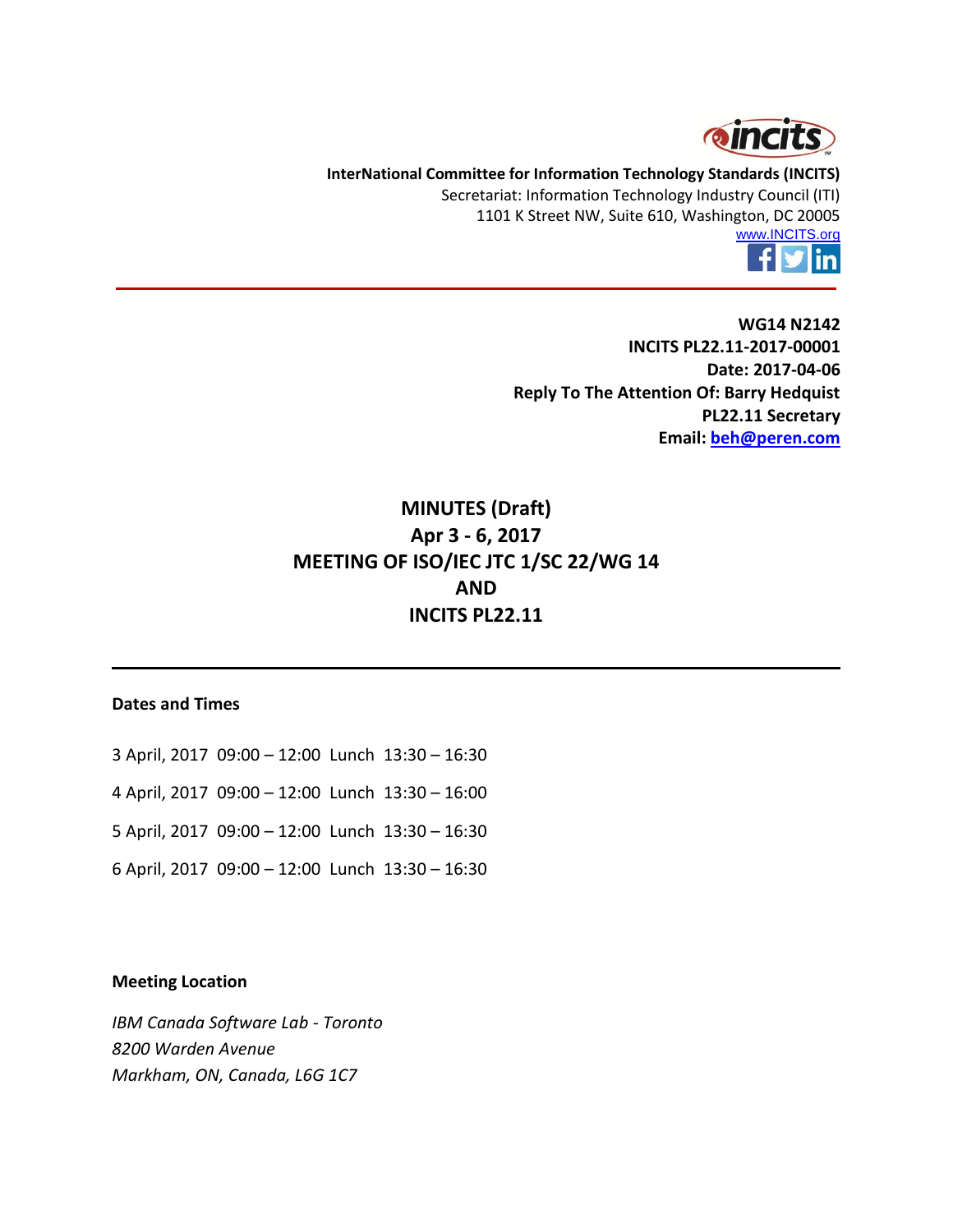**InterNational Committee for Information Technology Standards (INCITS)**
Secretariat: Information Technology Industry Council (ITI)
1101 K Street NW, Suite 610, Washington, DC 20005
www.INCITS.org

**WG14 N2142**
**INCITS PL22.11-2017-00001**
**Date: 2017-04-06**
**Reply To The Attention Of: Barry Hedquist**
**PL22.11 Secretary**
**Email: beh@peren.com**

# MINUTES (Draft)
# Apr 3 - 6, 2017
# MEETING OF ISO/IEC JTC 1/SC 22/WG 14
# AND
# INCITS PL22.11

### Dates and Times

3 April, 2017  09:00 – 12:00  Lunch  13:30 – 16:30

4 April, 2017  09:00 – 12:00  Lunch  13:30 – 16:00

5 April, 2017  09:00 – 12:00  Lunch  13:30 – 16:30

6 April, 2017  09:00 – 12:00  Lunch  13:30 – 16:30

### Meeting Location

*IBM Canada Software Lab - Toronto*
*8200 Warden Avenue*
*Markham, ON, Canada, L6G 1C7*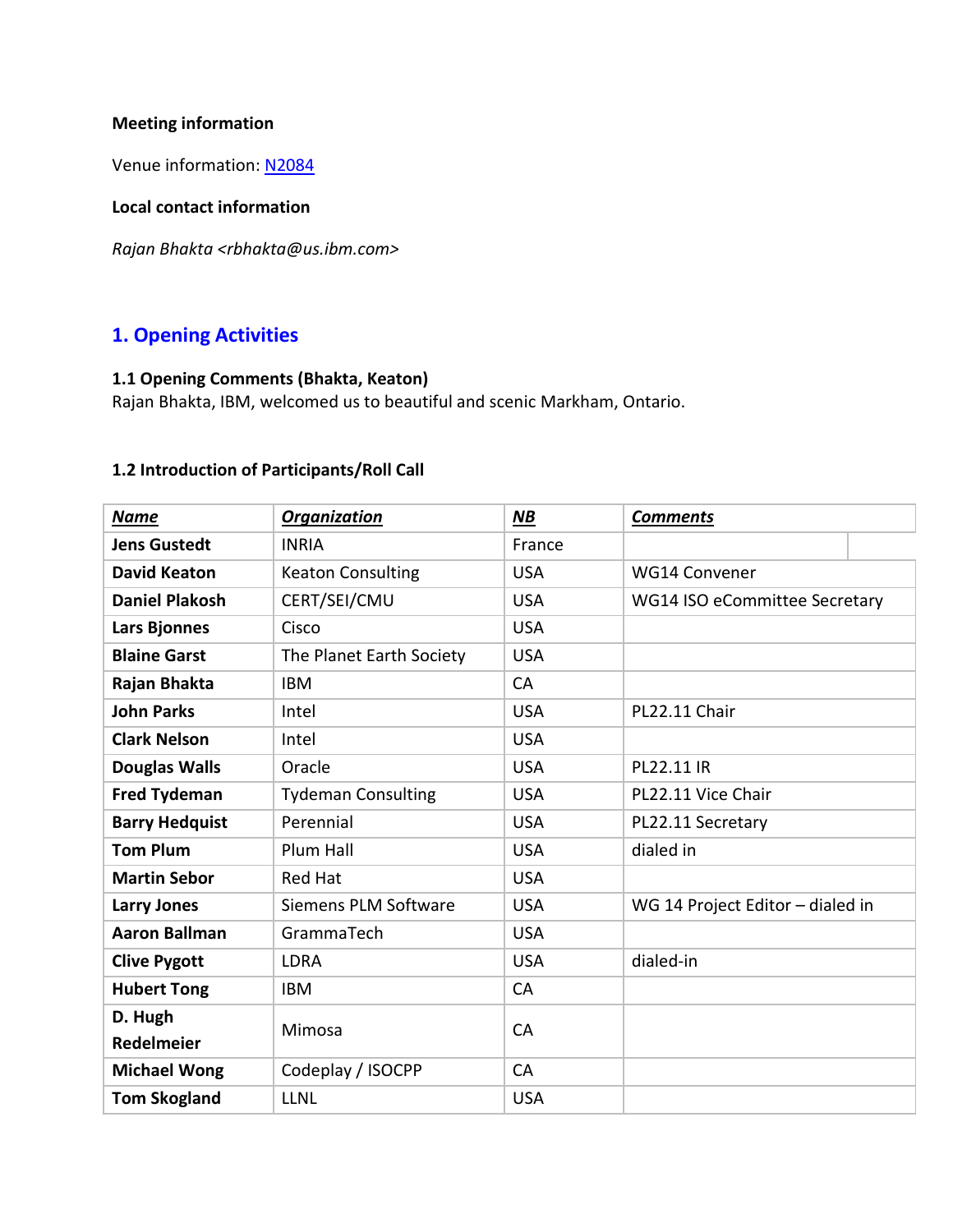**Meeting information**

Venue information: [N2084]

**Local contact information**

*Rajan Bhakta <rbhakta@us.ibm.com>*

## 1. Opening Activities

### 1.1 Opening Comments (Bhakta, Keaton)

Rajan Bhakta, IBM, welcomed us to beautiful and scenic Markham, Ontario.

### 1.2 Introduction of Participants/Roll Call

| ***Name*** | ***Organization*** | ***NB*** | ***Comments*** |
|---|---|---|---|
| **Jens Gustedt** | INRIA | France | |
| **David Keaton** | Keaton Consulting | USA | WG14 Convener |
| **Daniel Plakosh** | CERT/SEI/CMU | USA | WG14 ISO eCommittee Secretary |
| **Lars Bjonnes** | Cisco | USA | |
| **Blaine Garst** | The Planet Earth Society | USA | |
| **Rajan Bhakta** | IBM | CA | |
| **John Parks** | Intel | USA | PL22.11 Chair |
| **Clark Nelson** | Intel | USA | |
| **Douglas Walls** | Oracle | USA | PL22.11 IR |
| **Fred Tydeman** | Tydeman Consulting | USA | PL22.11 Vice Chair |
| **Barry Hedquist** | Perennial | USA | PL22.11 Secretary |
| **Tom Plum** | Plum Hall | USA | dialed in |
| **Martin Sebor** | Red Hat | USA | |
| **Larry Jones** | Siemens PLM Software | USA | WG 14 Project Editor – dialed in |
| **Aaron Ballman** | GrammaTech | USA | |
| **Clive Pygott** | LDRA | USA | dialed-in |
| **Hubert Tong** | IBM | CA | |
| **D. Hugh Redelmeier** | Mimosa | CA | |
| **Michael Wong** | Codeplay / ISOCPP | CA | |
| **Tom Skogland** | LLNL | USA | |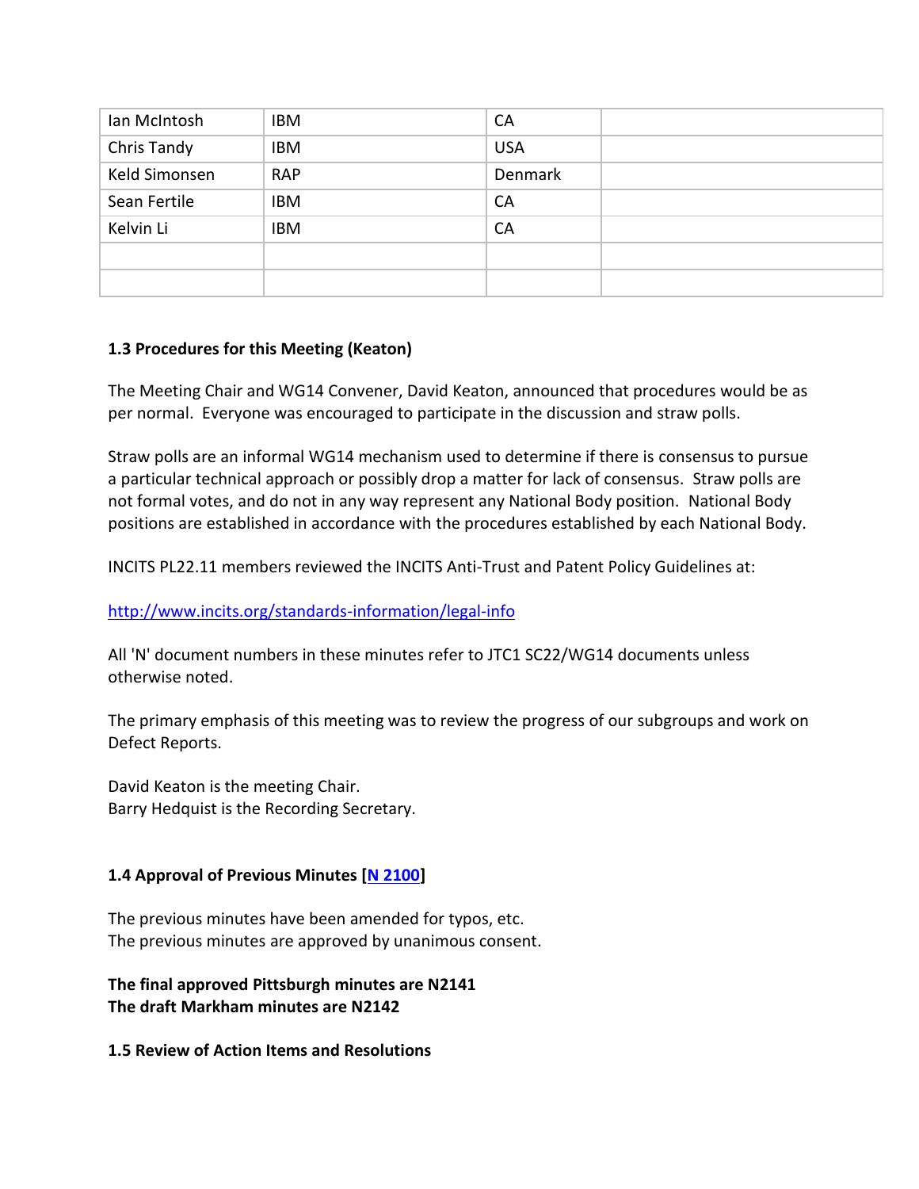| | | | |
|---|---|---|---|
| Ian McIntosh | IBM | CA | |
| Chris Tandy | IBM | USA | |
| Keld Simonsen | RAP | Denmark | |
| Sean Fertile | IBM | CA | |
| Kelvin Li | IBM | CA | |
| | | | |
| | | | |

**1.3 Procedures for this Meeting (Keaton)**

The Meeting Chair and WG14 Convener, David Keaton, announced that procedures would be as per normal. Everyone was encouraged to participate in the discussion and straw polls.

Straw polls are an informal WG14 mechanism used to determine if there is consensus to pursue a particular technical approach or possibly drop a matter for lack of consensus. Straw polls are not formal votes, and do not in any way represent any National Body position. National Body positions are established in accordance with the procedures established by each National Body.

INCITS PL22.11 members reviewed the INCITS Anti-Trust and Patent Policy Guidelines at:

[http://www.incits.org/standards-information/legal-info](http://www.incits.org/standards-information/legal-info)

All 'N' document numbers in these minutes refer to JTC1 SC22/WG14 documents unless otherwise noted.

The primary emphasis of this meeting was to review the progress of our subgroups and work on Defect Reports.

David Keaton is the meeting Chair.
Barry Hedquist is the Recording Secretary.

**1.4 Approval of Previous Minutes [N 2100]**

The previous minutes have been amended for typos, etc.
The previous minutes are approved by unanimous consent.

**The final approved Pittsburgh minutes are N2141**
**The draft Markham minutes are N2142**

**1.5 Review of Action Items and Resolutions**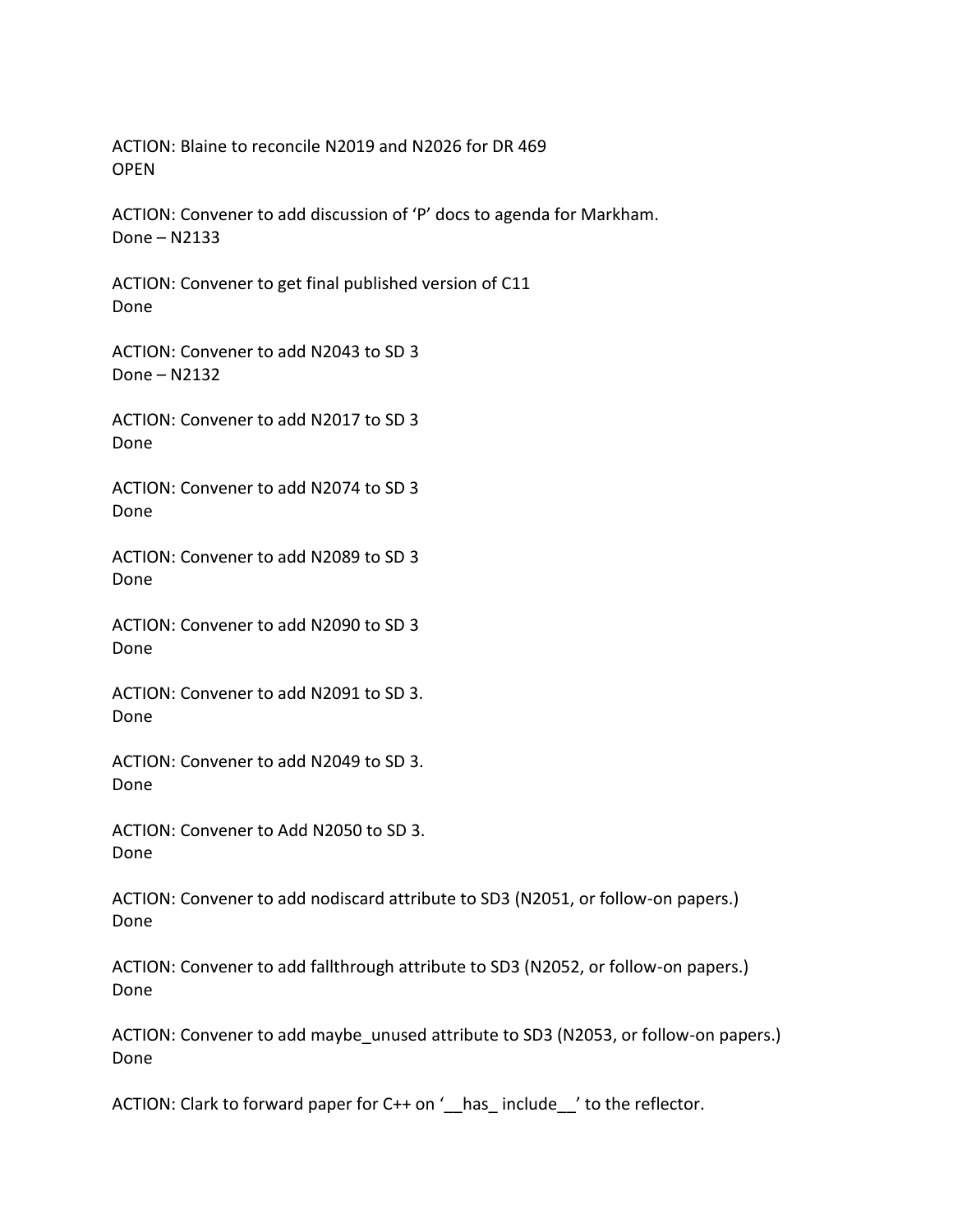ACTION: Blaine to reconcile N2019 and N2026 for DR 469
OPEN

ACTION: Convener to add discussion of 'P' docs to agenda for Markham.
Done – N2133

ACTION: Convener to get final published version of C11
Done

ACTION: Convener to add N2043 to SD 3
Done – N2132

ACTION: Convener to add N2017 to SD 3
Done

ACTION: Convener to add N2074 to SD 3
Done

ACTION: Convener to add N2089 to SD 3
Done

ACTION: Convener to add N2090 to SD 3
Done

ACTION: Convener to add N2091 to SD 3.
Done

ACTION: Convener to add N2049 to SD 3.
Done

ACTION: Convener to Add N2050 to SD 3.
Done

ACTION: Convener to add nodiscard attribute to SD3 (N2051, or follow-on papers.)
Done

ACTION: Convener to add fallthrough attribute to SD3 (N2052, or follow-on papers.)
Done

ACTION: Convener to add maybe_unused attribute to SD3 (N2053, or follow-on papers.)
Done

ACTION: Clark to forward paper for C++ on '__has_ include__' to the reflector.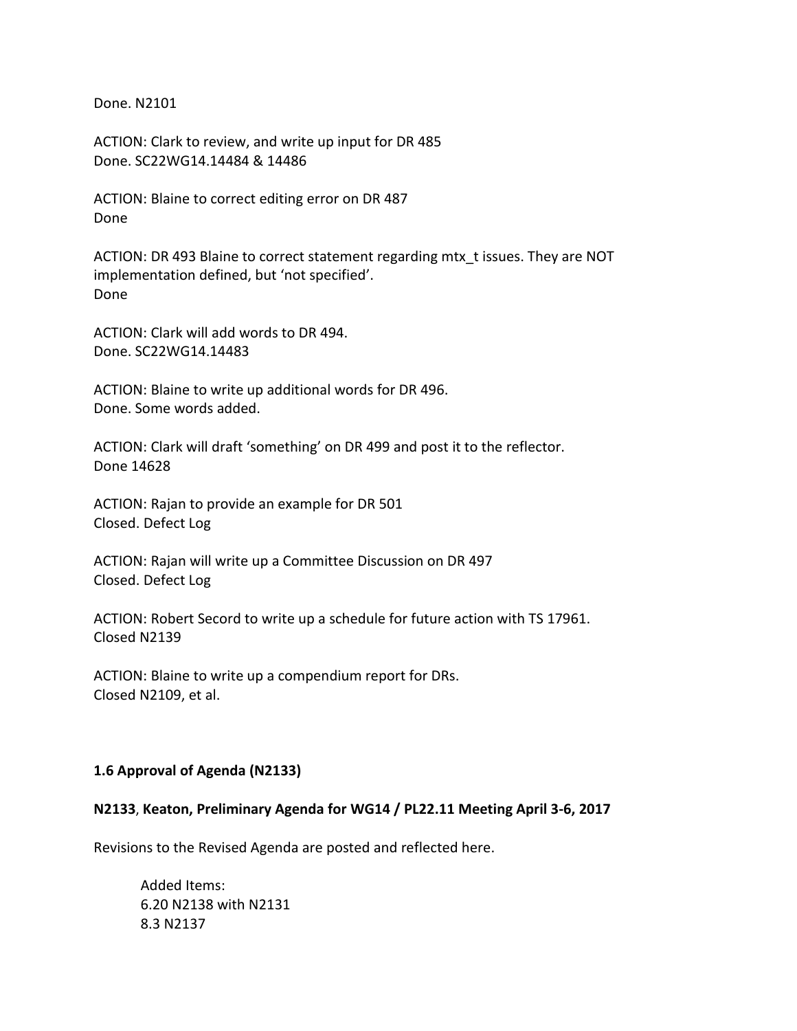Done. N2101

ACTION: Clark to review, and write up input for DR 485
Done. SC22WG14.14484 & 14486

ACTION: Blaine to correct editing error on DR 487
Done

ACTION: DR 493 Blaine to correct statement regarding mtx_t issues. They are NOT implementation defined, but 'not specified'.
Done

ACTION: Clark will add words to DR 494.
Done. SC22WG14.14483

ACTION: Blaine to write up additional words for DR 496.
Done. Some words added.

ACTION: Clark will draft 'something' on DR 499 and post it to the reflector.
Done 14628

ACTION: Rajan to provide an example for DR 501
Closed. Defect Log

ACTION: Rajan will write up a Committee Discussion on DR 497
Closed. Defect Log

ACTION: Robert Secord to write up a schedule for future action with TS 17961.
Closed N2139

ACTION: Blaine to write up a compendium report for DRs.
Closed N2109, et al.

### 1.6 Approval of Agenda (N2133)

**N2133**, **Keaton, Preliminary Agenda for WG14 / PL22.11 Meeting April 3-6, 2017**

Revisions to the Revised Agenda are posted and reflected here.

Added Items:
6.20 N2138 with N2131
8.3 N2137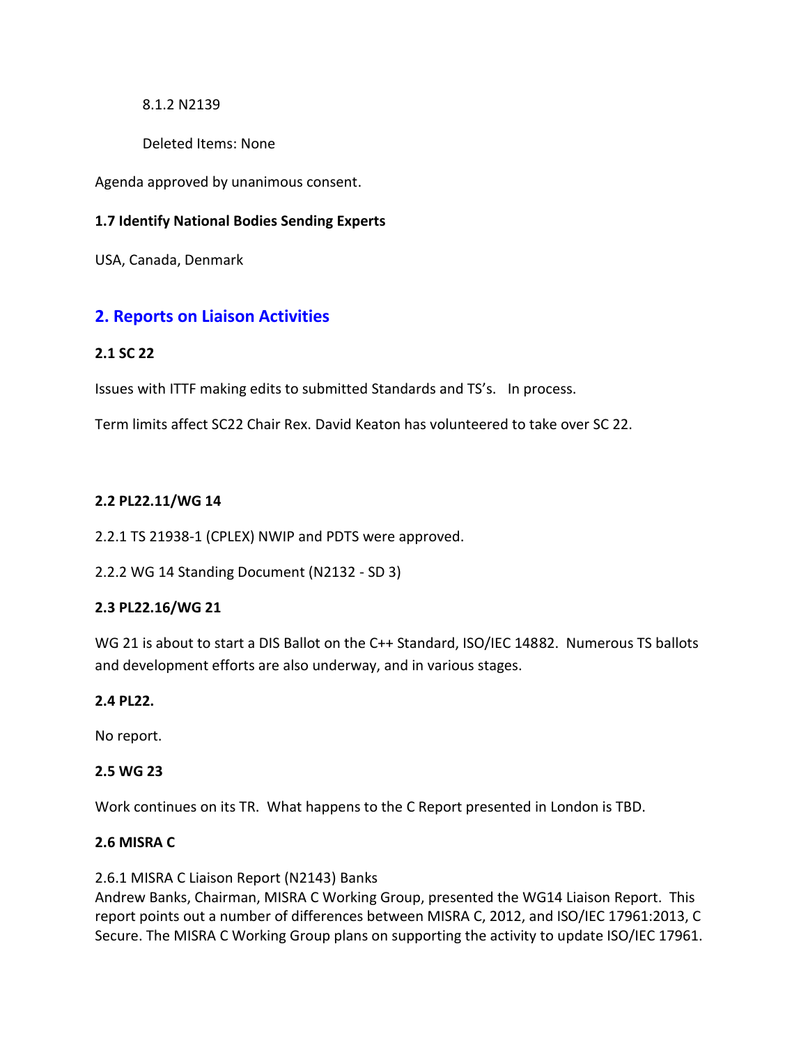8.1.2 N2139

Deleted Items: None

Agenda approved by unanimous consent.

**1.7 Identify National Bodies Sending Experts**

USA, Canada, Denmark

## 2. Reports on Liaison Activities

**2.1 SC 22**

Issues with ITTF making edits to submitted Standards and TS's. In process.

Term limits affect SC22 Chair Rex. David Keaton has volunteered to take over SC 22.

**2.2 PL22.11/WG 14**

2.2.1 TS 21938-1 (CPLEX) NWIP and PDTS were approved.

2.2.2 WG 14 Standing Document (N2132 - SD 3)

**2.3 PL22.16/WG 21**

WG 21 is about to start a DIS Ballot on the C++ Standard, ISO/IEC 14882. Numerous TS ballots and development efforts are also underway, and in various stages.

**2.4 PL22.**

No report.

**2.5 WG 23**

Work continues on its TR. What happens to the C Report presented in London is TBD.

**2.6 MISRA C**

2.6.1 MISRA C Liaison Report (N2143) Banks
Andrew Banks, Chairman, MISRA C Working Group, presented the WG14 Liaison Report. This report points out a number of differences between MISRA C, 2012, and ISO/IEC 17961:2013, C Secure. The MISRA C Working Group plans on supporting the activity to update ISO/IEC 17961.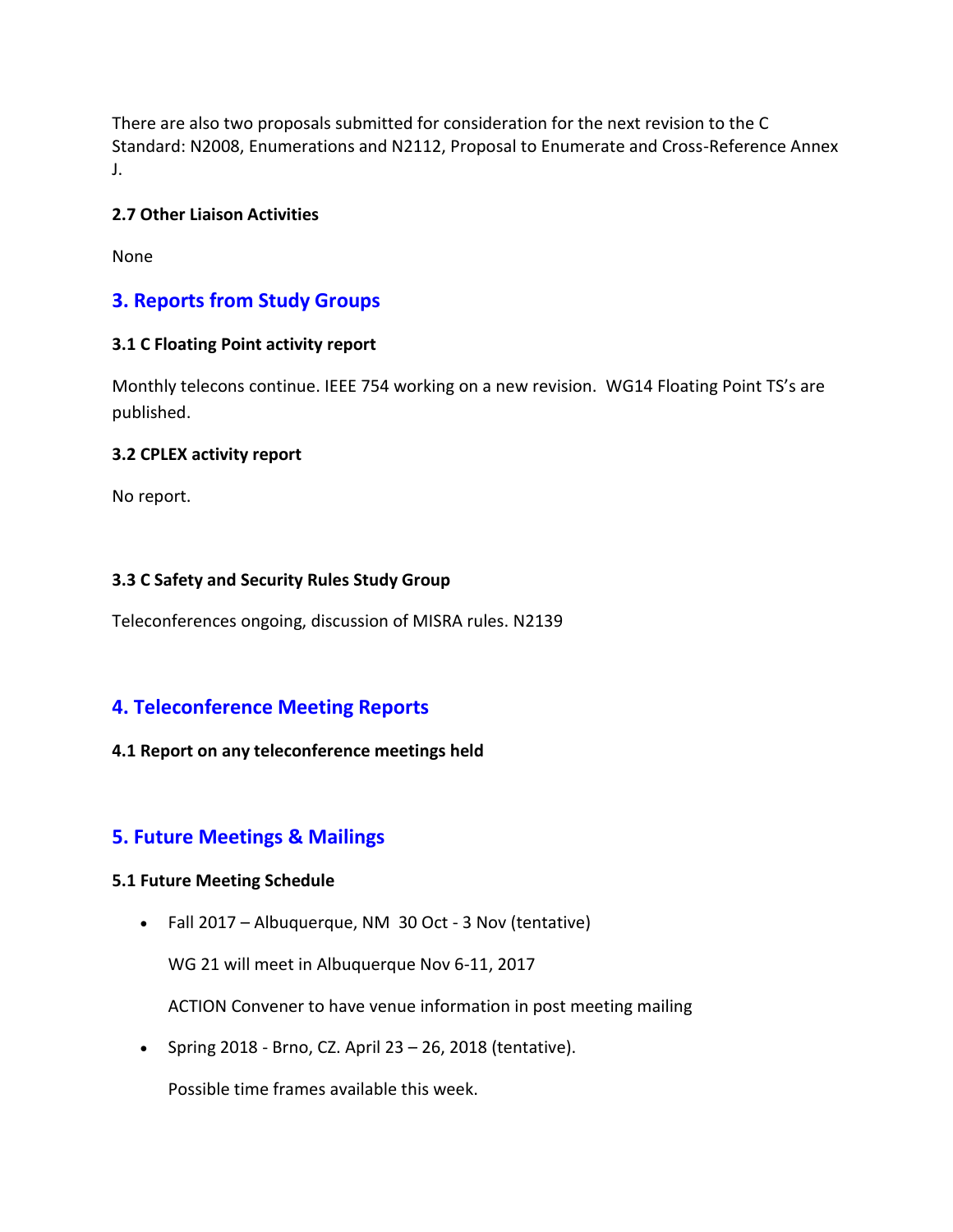There are also two proposals submitted for consideration for the next revision to the C Standard: N2008, Enumerations and N2112, Proposal to Enumerate and Cross-Reference Annex J.

### 2.7 Other Liaison Activities

None

## 3. Reports from Study Groups

### 3.1 C Floating Point activity report

Monthly telecons continue. IEEE 754 working on a new revision. WG14 Floating Point TS's are published.

### 3.2 CPLEX activity report

No report.

### 3.3 C Safety and Security Rules Study Group

Teleconferences ongoing, discussion of MISRA rules. N2139

## 4. Teleconference Meeting Reports

### 4.1 Report on any teleconference meetings held

## 5. Future Meetings & Mailings

### 5.1 Future Meeting Schedule

- Fall 2017 – Albuquerque, NM 30 Oct - 3 Nov (tentative)

  WG 21 will meet in Albuquerque Nov 6-11, 2017

  ACTION Convener to have venue information in post meeting mailing

- Spring 2018 - Brno, CZ. April 23 – 26, 2018 (tentative).

  Possible time frames available this week.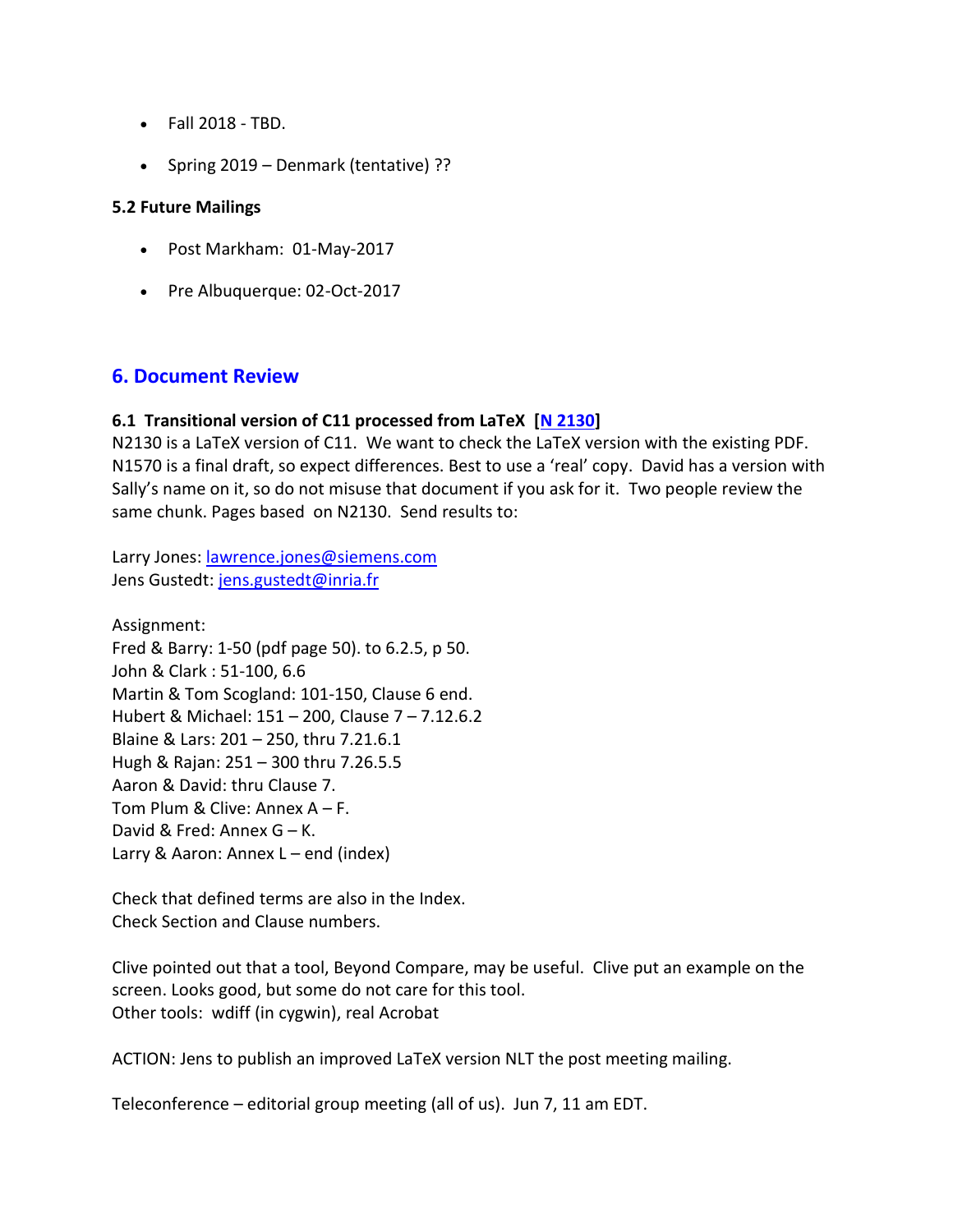- Fall 2018 - TBD.
- Spring 2019 – Denmark (tentative) ??

**5.2 Future Mailings**

- Post Markham: 01-May-2017
- Pre Albuquerque: 02-Oct-2017

## 6. Document Review

**6.1 Transitional version of C11 processed from LaTeX [N 2130]**

N2130 is a LaTeX version of C11. We want to check the LaTeX version with the existing PDF. N1570 is a final draft, so expect differences. Best to use a 'real' copy. David has a version with Sally's name on it, so do not misuse that document if you ask for it. Two people review the same chunk. Pages based on N2130. Send results to:

Larry Jones: lawrence.jones@siemens.com
Jens Gustedt: jens.gustedt@inria.fr

Assignment:
Fred & Barry: 1-50 (pdf page 50). to 6.2.5, p 50.
John & Clark : 51-100, 6.6
Martin & Tom Scogland: 101-150, Clause 6 end.
Hubert & Michael: 151 – 200, Clause 7 – 7.12.6.2
Blaine & Lars: 201 – 250, thru 7.21.6.1
Hugh & Rajan: 251 – 300 thru 7.26.5.5
Aaron & David: thru Clause 7.
Tom Plum & Clive: Annex A – F.
David & Fred: Annex G – K.
Larry & Aaron: Annex L – end (index)

Check that defined terms are also in the Index.
Check Section and Clause numbers.

Clive pointed out that a tool, Beyond Compare, may be useful. Clive put an example on the screen. Looks good, but some do not care for this tool.
Other tools: wdiff (in cygwin), real Acrobat

ACTION: Jens to publish an improved LaTeX version NLT the post meeting mailing.

Teleconference – editorial group meeting (all of us). Jun 7, 11 am EDT.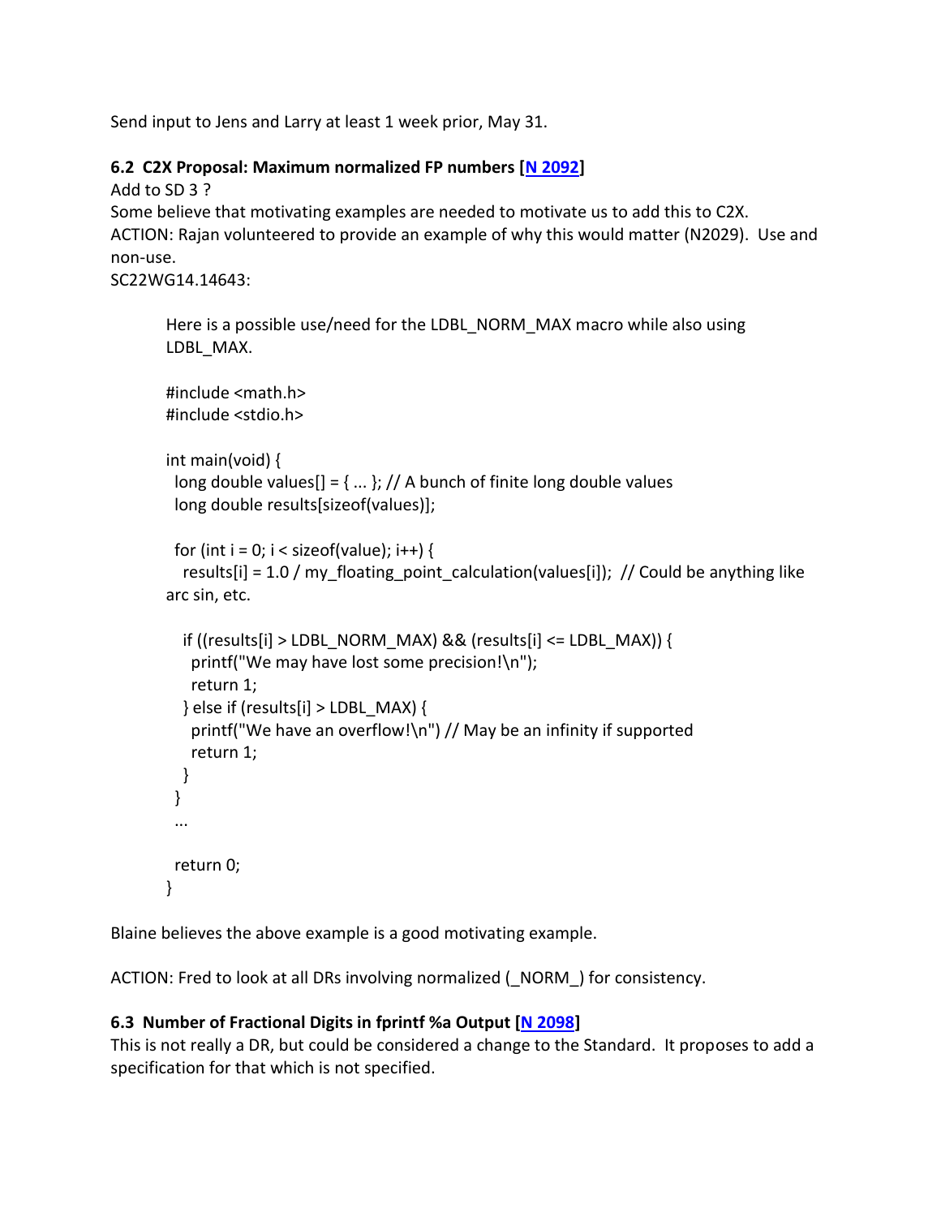Send input to Jens and Larry at least 1 week prior, May 31.

### 6.2 C2X Proposal: Maximum normalized FP numbers [N 2092]

Add to SD 3 ?

Some believe that motivating examples are needed to motivate us to add this to C2X.

ACTION: Rajan volunteered to provide an example of why this would matter (N2029). Use and non-use.

SC22WG14.14643:

> Here is a possible use/need for the LDBL_NORM_MAX macro while also using LDBL_MAX.

```
#include <math.h>
#include <stdio.h>

int main(void) {
  long double values[] = { ... }; // A bunch of finite long double values
  long double results[sizeof(values)];

  for (int i = 0; i < sizeof(value); i++) {
    results[i] = 1.0 / my_floating_point_calculation(values[i]);  // Could be anything like arc sin, etc.

    if ((results[i] > LDBL_NORM_MAX) && (results[i] <= LDBL_MAX)) {
      printf("We may have lost some precision!\n");
      return 1;
    } else if (results[i] > LDBL_MAX) {
      printf("We have an overflow!\n") // May be an infinity if supported
      return 1;
    }
  }
  ...

  return 0;
}
```

Blaine believes the above example is a good motivating example.

ACTION: Fred to look at all DRs involving normalized (_NORM_) for consistency.

### 6.3 Number of Fractional Digits in fprintf %a Output [N 2098]

This is not really a DR, but could be considered a change to the Standard. It proposes to add a specification for that which is not specified.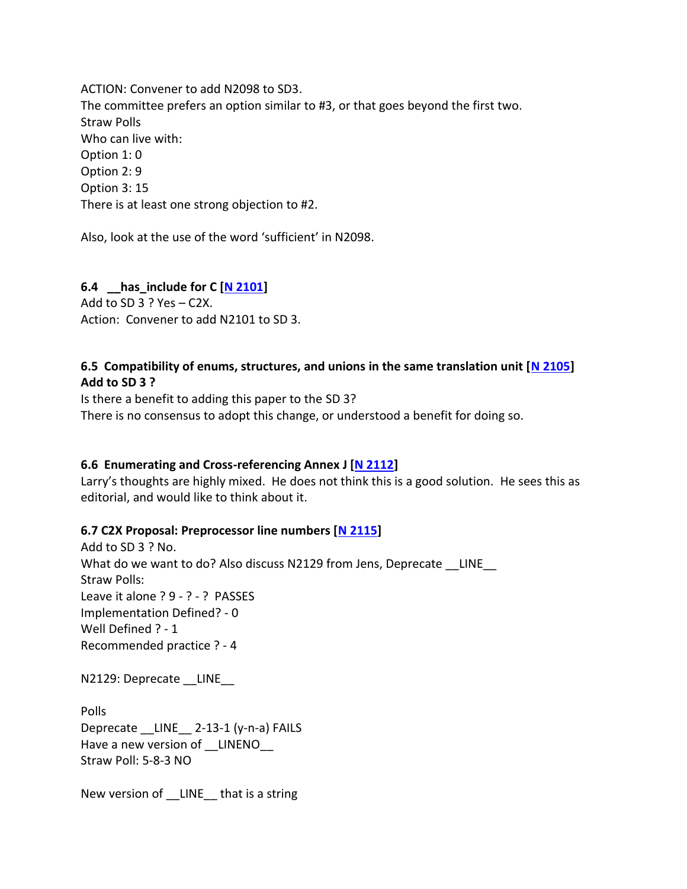ACTION: Convener to add N2098 to SD3.
The committee prefers an option similar to #3, or that goes beyond the first two.
Straw Polls
Who can live with:
Option 1: 0
Option 2: 9
Option 3: 15
There is at least one strong objection to #2.

Also, look at the use of the word 'sufficient' in N2098.

### 6.4 __has_include for C [N 2101]

Add to SD 3 ? Yes – C2X.
Action: Convener to add N2101 to SD 3.

### 6.5 Compatibility of enums, structures, and unions in the same translation unit [N 2105] Add to SD 3 ?

Is there a benefit to adding this paper to the SD 3?
There is no consensus to adopt this change, or understood a benefit for doing so.

### 6.6 Enumerating and Cross-referencing Annex J [N 2112]

Larry's thoughts are highly mixed. He does not think this is a good solution. He sees this as editorial, and would like to think about it.

### 6.7 C2X Proposal: Preprocessor line numbers [N 2115]

Add to SD 3 ? No.
What do we want to do? Also discuss N2129 from Jens, Deprecate __LINE__
Straw Polls:
Leave it alone ? 9 - ? - ? PASSES
Implementation Defined? - 0
Well Defined ? - 1
Recommended practice ? - 4

N2129: Deprecate __LINE__

Polls
Deprecate __LINE__ 2-13-1 (y-n-a) FAILS
Have a new version of __LINENO__
Straw Poll: 5-8-3 NO

New version of __LINE__ that is a string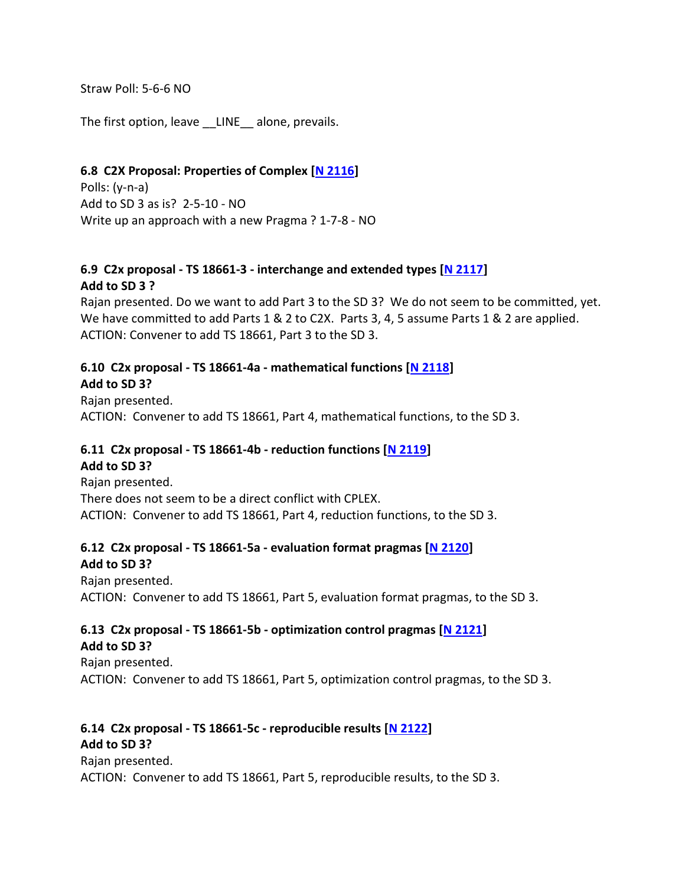Straw Poll: 5-6-6 NO

The first option, leave __LINE__ alone, prevails.

### 6.8 C2X Proposal: Properties of Complex [N 2116]

Polls: (y-n-a)
Add to SD 3 as is? 2-5-10 - NO
Write up an approach with a new Pragma ? 1-7-8 - NO

### 6.9 C2x proposal - TS 18661-3 - interchange and extended types [N 2117]

**Add to SD 3 ?**

Rajan presented. Do we want to add Part 3 to the SD 3? We do not seem to be committed, yet. We have committed to add Parts 1 & 2 to C2X. Parts 3, 4, 5 assume Parts 1 & 2 are applied.
ACTION: Convener to add TS 18661, Part 3 to the SD 3.

### 6.10 C2x proposal - TS 18661-4a - mathematical functions [N 2118]

**Add to SD 3?**

Rajan presented.
ACTION: Convener to add TS 18661, Part 4, mathematical functions, to the SD 3.

### 6.11 C2x proposal - TS 18661-4b - reduction functions [N 2119]

**Add to SD 3?**

Rajan presented.
There does not seem to be a direct conflict with CPLEX.
ACTION: Convener to add TS 18661, Part 4, reduction functions, to the SD 3.

### 6.12 C2x proposal - TS 18661-5a - evaluation format pragmas [N 2120]

**Add to SD 3?**

Rajan presented.
ACTION: Convener to add TS 18661, Part 5, evaluation format pragmas, to the SD 3.

### 6.13 C2x proposal - TS 18661-5b - optimization control pragmas [N 2121]

**Add to SD 3?**

Rajan presented.
ACTION: Convener to add TS 18661, Part 5, optimization control pragmas, to the SD 3.

### 6.14 C2x proposal - TS 18661-5c - reproducible results [N 2122]

**Add to SD 3?**

Rajan presented.
ACTION: Convener to add TS 18661, Part 5, reproducible results, to the SD 3.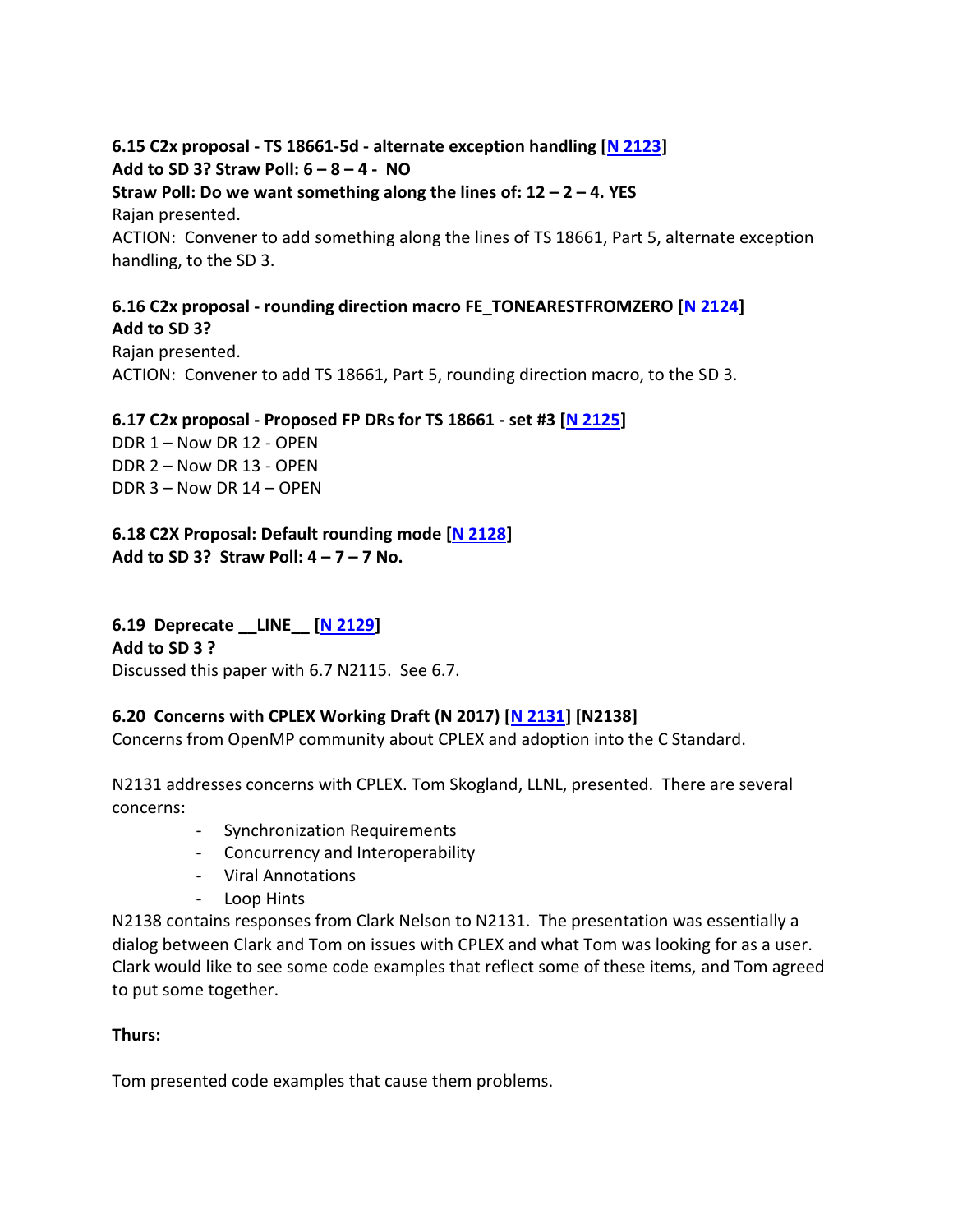**6.15 C2x proposal - TS 18661-5d - alternate exception handling [N 2123]**
**Add to SD 3? Straw Poll: 6 – 8 – 4 - NO**
**Straw Poll: Do we want something along the lines of: 12 – 2 – 4. YES**
Rajan presented.
ACTION: Convener to add something along the lines of TS 18661, Part 5, alternate exception handling, to the SD 3.

**6.16 C2x proposal - rounding direction macro FE_TONEARESTFROMZERO [N 2124]**
**Add to SD 3?**
Rajan presented.
ACTION: Convener to add TS 18661, Part 5, rounding direction macro, to the SD 3.

**6.17 C2x proposal - Proposed FP DRs for TS 18661 - set #3 [N 2125]**
DDR 1 – Now DR 12 - OPEN
DDR 2 – Now DR 13 - OPEN
DDR 3 – Now DR 14 – OPEN

**6.18 C2X Proposal: Default rounding mode [N 2128]**
**Add to SD 3? Straw Poll: 4 – 7 – 7 No.**

**6.19 Deprecate __LINE__ [N 2129]**
**Add to SD 3 ?**
Discussed this paper with 6.7 N2115. See 6.7.

**6.20 Concerns with CPLEX Working Draft (N 2017) [N 2131] [N2138]**
Concerns from OpenMP community about CPLEX and adoption into the C Standard.

N2131 addresses concerns with CPLEX. Tom Skogland, LLNL, presented. There are several concerns:

- Synchronization Requirements
- Concurrency and Interoperability
- Viral Annotations
- Loop Hints

N2138 contains responses from Clark Nelson to N2131. The presentation was essentially a dialog between Clark and Tom on issues with CPLEX and what Tom was looking for as a user. Clark would like to see some code examples that reflect some of these items, and Tom agreed to put some together.

**Thurs:**

Tom presented code examples that cause them problems.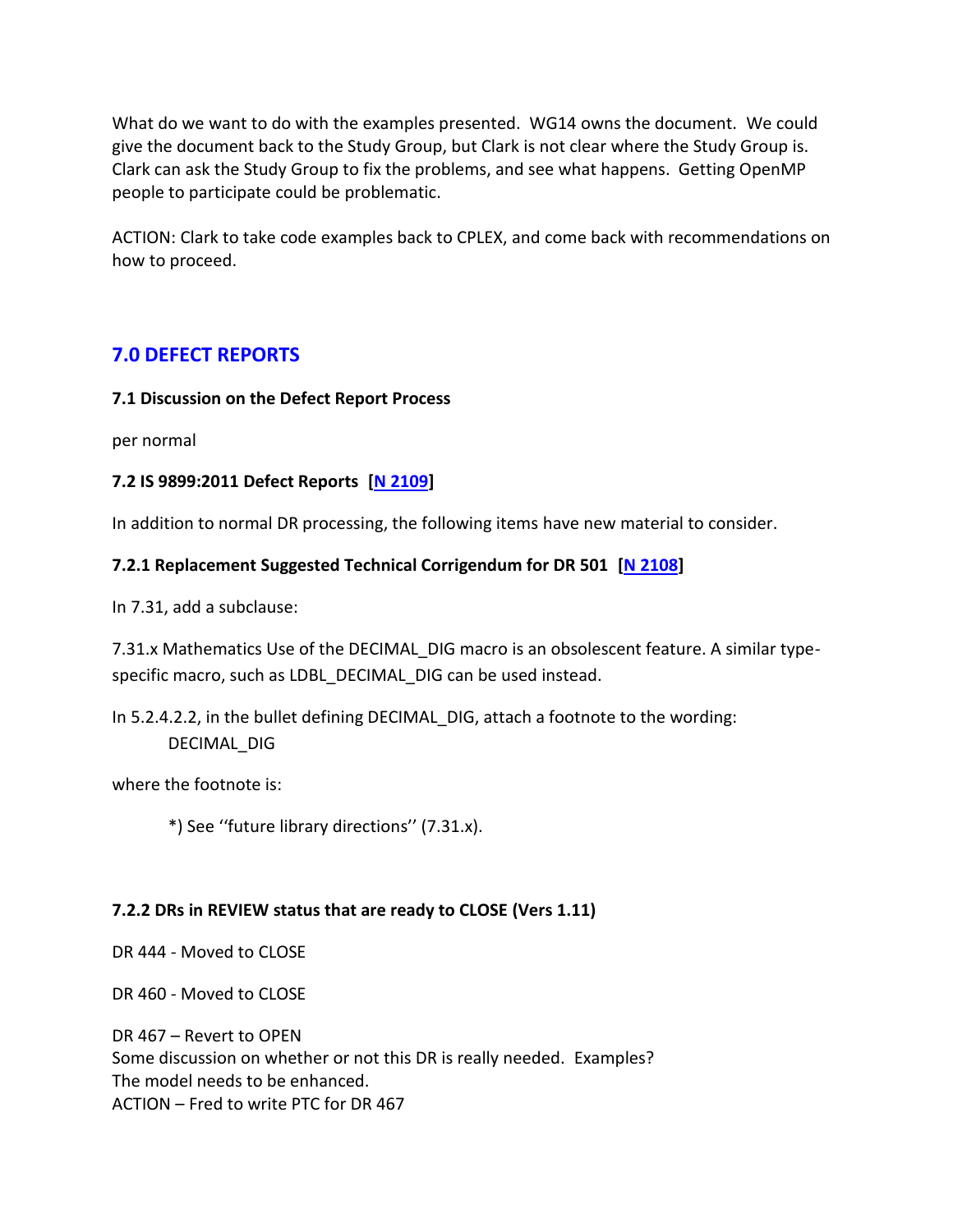What do we want to do with the examples presented. WG14 owns the document. We could give the document back to the Study Group, but Clark is not clear where the Study Group is. Clark can ask the Study Group to fix the problems, and see what happens. Getting OpenMP people to participate could be problematic.

ACTION: Clark to take code examples back to CPLEX, and come back with recommendations on how to proceed.

## 7.0 DEFECT REPORTS

**7.1 Discussion on the Defect Report Process**

per normal

**7.2 IS 9899:2011 Defect Reports [N 2109]**

In addition to normal DR processing, the following items have new material to consider.

**7.2.1 Replacement Suggested Technical Corrigendum for DR 501 [N 2108]**

In 7.31, add a subclause:

7.31.x Mathematics Use of the DECIMAL_DIG macro is an obsolescent feature. A similar type-specific macro, such as LDBL_DECIMAL_DIG can be used instead.

In 5.2.4.2.2, in the bullet defining DECIMAL_DIG, attach a footnote to the wording:
DECIMAL_DIG

where the footnote is:

*) See ‘‘future library directions’’ (7.31.x).

**7.2.2 DRs in REVIEW status that are ready to CLOSE (Vers 1.11)**

DR 444 - Moved to CLOSE

DR 460 - Moved to CLOSE

DR 467 – Revert to OPEN
Some discussion on whether or not this DR is really needed. Examples?
The model needs to be enhanced.
ACTION – Fred to write PTC for DR 467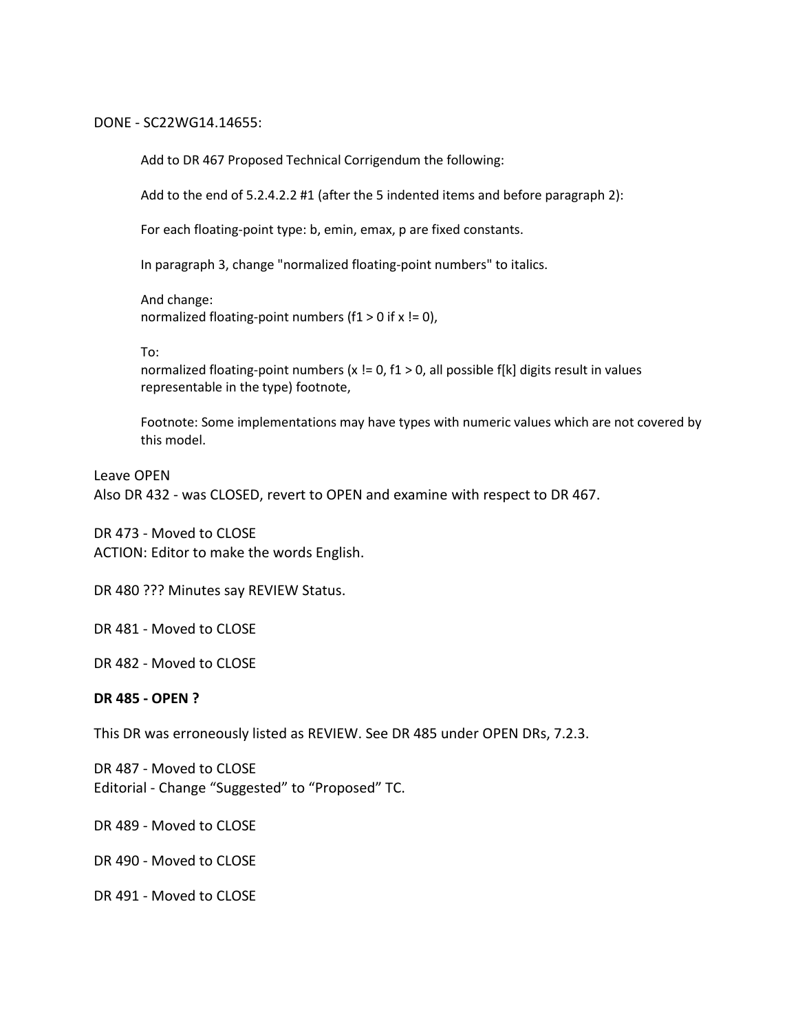DONE - SC22WG14.14655:

> Add to DR 467 Proposed Technical Corrigendum the following:
>
> Add to the end of 5.2.4.2.2 #1 (after the 5 indented items and before paragraph 2):
>
> For each floating-point type: b, emin, emax, p are fixed constants.
>
> In paragraph 3, change "normalized floating-point numbers" to italics.
>
> And change:
> normalized floating-point numbers (f1 > 0 if x != 0),
>
> To:
> normalized floating-point numbers (x != 0, f1 > 0, all possible f[k] digits result in values representable in the type) footnote,
>
> Footnote: Some implementations may have types with numeric values which are not covered by this model.

Leave OPEN
Also DR 432 - was CLOSED, revert to OPEN and examine with respect to DR 467.

DR 473 - Moved to CLOSE
ACTION: Editor to make the words English.

DR 480 ??? Minutes say REVIEW Status.

DR 481 - Moved to CLOSE

DR 482 - Moved to CLOSE

**DR 485 - OPEN ?**

This DR was erroneously listed as REVIEW. See DR 485 under OPEN DRs, 7.2.3.

DR 487 - Moved to CLOSE
Editorial - Change "Suggested" to "Proposed" TC.

DR 489 - Moved to CLOSE

DR 490 - Moved to CLOSE

DR 491 - Moved to CLOSE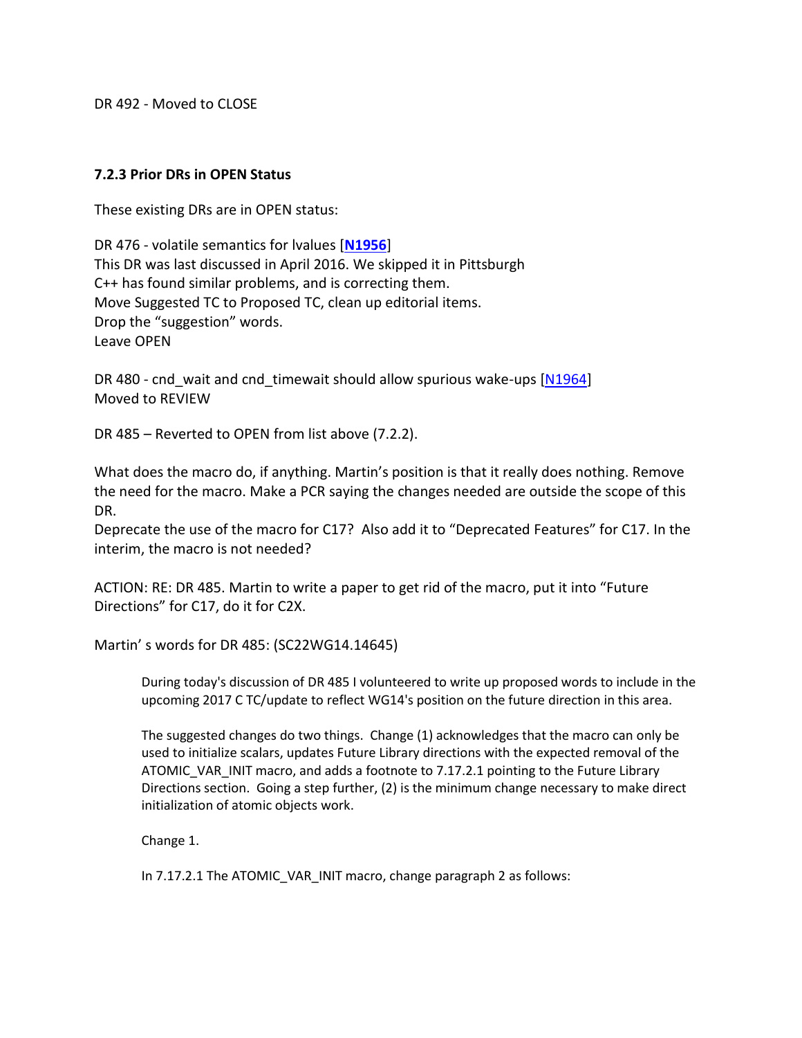DR 492 - Moved to CLOSE

### 7.2.3 Prior DRs in OPEN Status

These existing DRs are in OPEN status:

DR 476 - volatile semantics for lvalues [**N1956**]
This DR was last discussed in April 2016. We skipped it in Pittsburgh
C++ has found similar problems, and is correcting them.
Move Suggested TC to Proposed TC, clean up editorial items.
Drop the "suggestion" words.
Leave OPEN

DR 480 - cnd_wait and cnd_timewait should allow spurious wake-ups [N1964]
Moved to REVIEW

DR 485 – Reverted to OPEN from list above (7.2.2).

What does the macro do, if anything. Martin's position is that it really does nothing. Remove the need for the macro. Make a PCR saying the changes needed are outside the scope of this DR.
Deprecate the use of the macro for C17? Also add it to "Deprecated Features" for C17. In the interim, the macro is not needed?

ACTION: RE: DR 485. Martin to write a paper to get rid of the macro, put it into "Future Directions" for C17, do it for C2X.

Martin' s words for DR 485: (SC22WG14.14645)

> During today's discussion of DR 485 I volunteered to write up proposed words to include in the upcoming 2017 C TC/update to reflect WG14's position on the future direction in this area.
>
> The suggested changes do two things. Change (1) acknowledges that the macro can only be used to initialize scalars, updates Future Library directions with the expected removal of the ATOMIC_VAR_INIT macro, and adds a footnote to 7.17.2.1 pointing to the Future Library Directions section. Going a step further, (2) is the minimum change necessary to make direct initialization of atomic objects work.
>
> Change 1.
>
> In 7.17.2.1 The ATOMIC_VAR_INIT macro, change paragraph 2 as follows: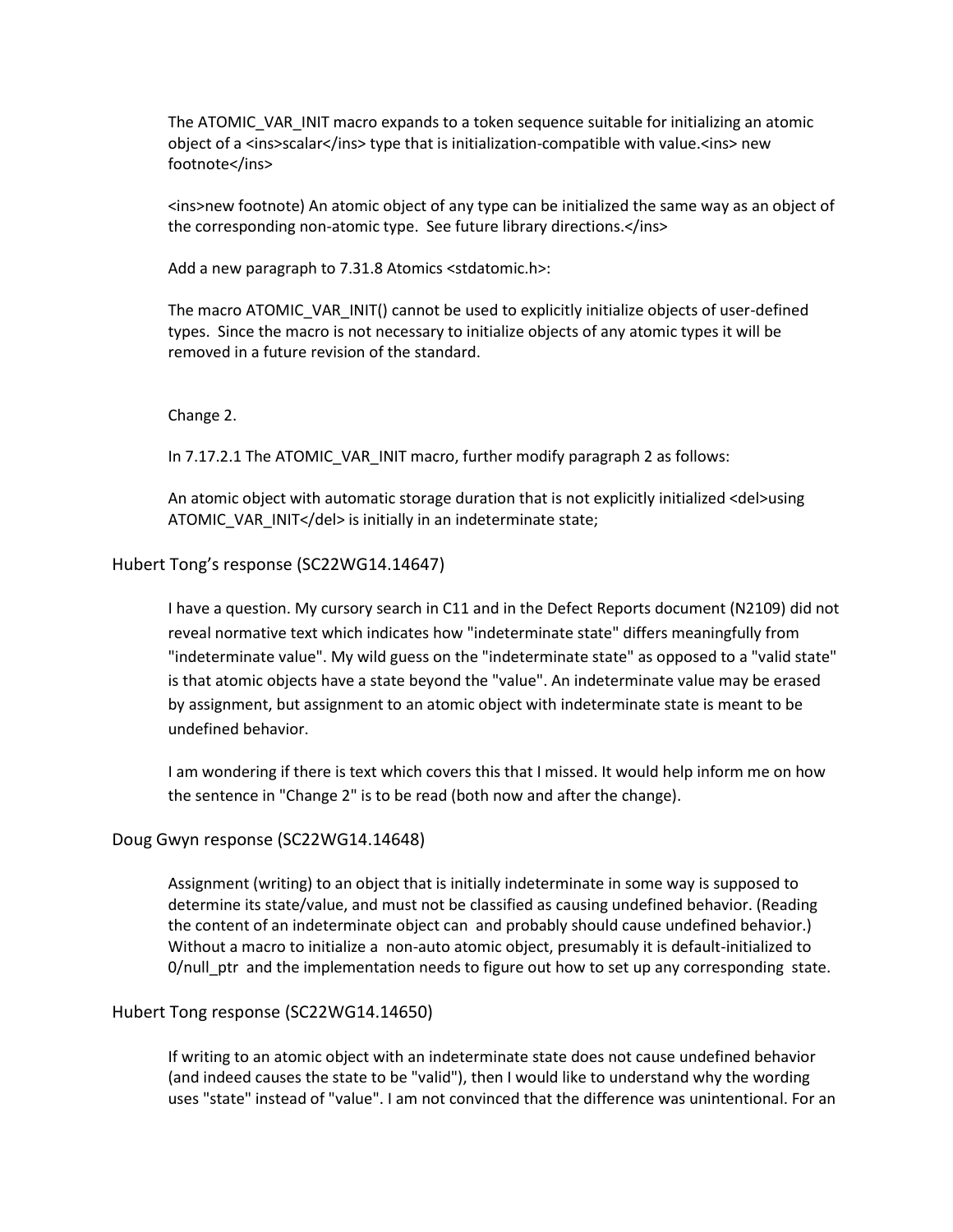The ATOMIC_VAR_INIT macro expands to a token sequence suitable for initializing an atomic object of a <ins>scalar</ins> type that is initialization-compatible with value.<ins> new footnote</ins>

<ins>new footnote) An atomic object of any type can be initialized the same way as an object of the corresponding non-atomic type. See future library directions.</ins>

Add a new paragraph to 7.31.8 Atomics <stdatomic.h>:

The macro ATOMIC_VAR_INIT() cannot be used to explicitly initialize objects of user-defined types. Since the macro is not necessary to initialize objects of any atomic types it will be removed in a future revision of the standard.

Change 2.

In 7.17.2.1 The ATOMIC_VAR_INIT macro, further modify paragraph 2 as follows:

An atomic object with automatic storage duration that is not explicitly initialized <del>using ATOMIC_VAR_INIT</del> is initially in an indeterminate state;

### Hubert Tong's response (SC22WG14.14647)

I have a question. My cursory search in C11 and in the Defect Reports document (N2109) did not reveal normative text which indicates how "indeterminate state" differs meaningfully from "indeterminate value". My wild guess on the "indeterminate state" as opposed to a "valid state" is that atomic objects have a state beyond the "value". An indeterminate value may be erased by assignment, but assignment to an atomic object with indeterminate state is meant to be undefined behavior.

I am wondering if there is text which covers this that I missed. It would help inform me on how the sentence in "Change 2" is to be read (both now and after the change).

### Doug Gwyn response (SC22WG14.14648)

Assignment (writing) to an object that is initially indeterminate in some way is supposed to determine its state/value, and must not be classified as causing undefined behavior. (Reading the content of an indeterminate object can and probably should cause undefined behavior.) Without a macro to initialize a non-auto atomic object, presumably it is default-initialized to 0/null_ptr and the implementation needs to figure out how to set up any corresponding state.

### Hubert Tong response (SC22WG14.14650)

If writing to an atomic object with an indeterminate state does not cause undefined behavior (and indeed causes the state to be "valid"), then I would like to understand why the wording uses "state" instead of "value". I am not convinced that the difference was unintentional. For an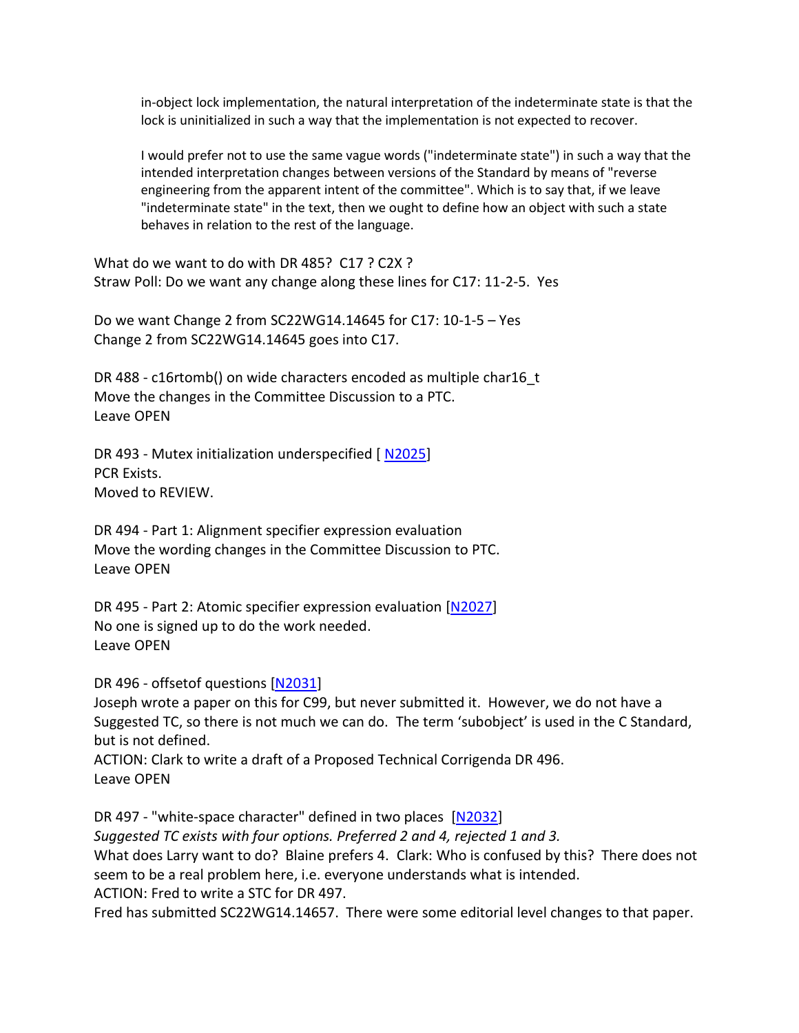> in-object lock implementation, the natural interpretation of the indeterminate state is that the lock is uninitialized in such a way that the implementation is not expected to recover.
>
> I would prefer not to use the same vague words ("indeterminate state") in such a way that the intended interpretation changes between versions of the Standard by means of "reverse engineering from the apparent intent of the committee". Which is to say that, if we leave "indeterminate state" in the text, then we ought to define how an object with such a state behaves in relation to the rest of the language.

What do we want to do with DR 485? C17 ? C2X ?
Straw Poll: Do we want any change along these lines for C17: 11-2-5. Yes

Do we want Change 2 from SC22WG14.14645 for C17: 10-1-5 – Yes
Change 2 from SC22WG14.14645 goes into C17.

DR 488 - c16rtomb() on wide characters encoded as multiple char16_t
Move the changes in the Committee Discussion to a PTC.
Leave OPEN

DR 493 - Mutex initialization underspecified [ N2025]
PCR Exists.
Moved to REVIEW.

DR 494 - Part 1: Alignment specifier expression evaluation
Move the wording changes in the Committee Discussion to PTC.
Leave OPEN

DR 495 - Part 2: Atomic specifier expression evaluation [N2027]
No one is signed up to do the work needed.
Leave OPEN

DR 496 - offsetof questions [N2031]
Joseph wrote a paper on this for C99, but never submitted it. However, we do not have a Suggested TC, so there is not much we can do. The term 'subobject' is used in the C Standard, but is not defined.
ACTION: Clark to write a draft of a Proposed Technical Corrigenda DR 496.
Leave OPEN

DR 497 - "white-space character" defined in two places [N2032]
*Suggested TC exists with four options. Preferred 2 and 4, rejected 1 and 3.*
What does Larry want to do? Blaine prefers 4. Clark: Who is confused by this? There does not seem to be a real problem here, i.e. everyone understands what is intended.
ACTION: Fred to write a STC for DR 497.
Fred has submitted SC22WG14.14657. There were some editorial level changes to that paper.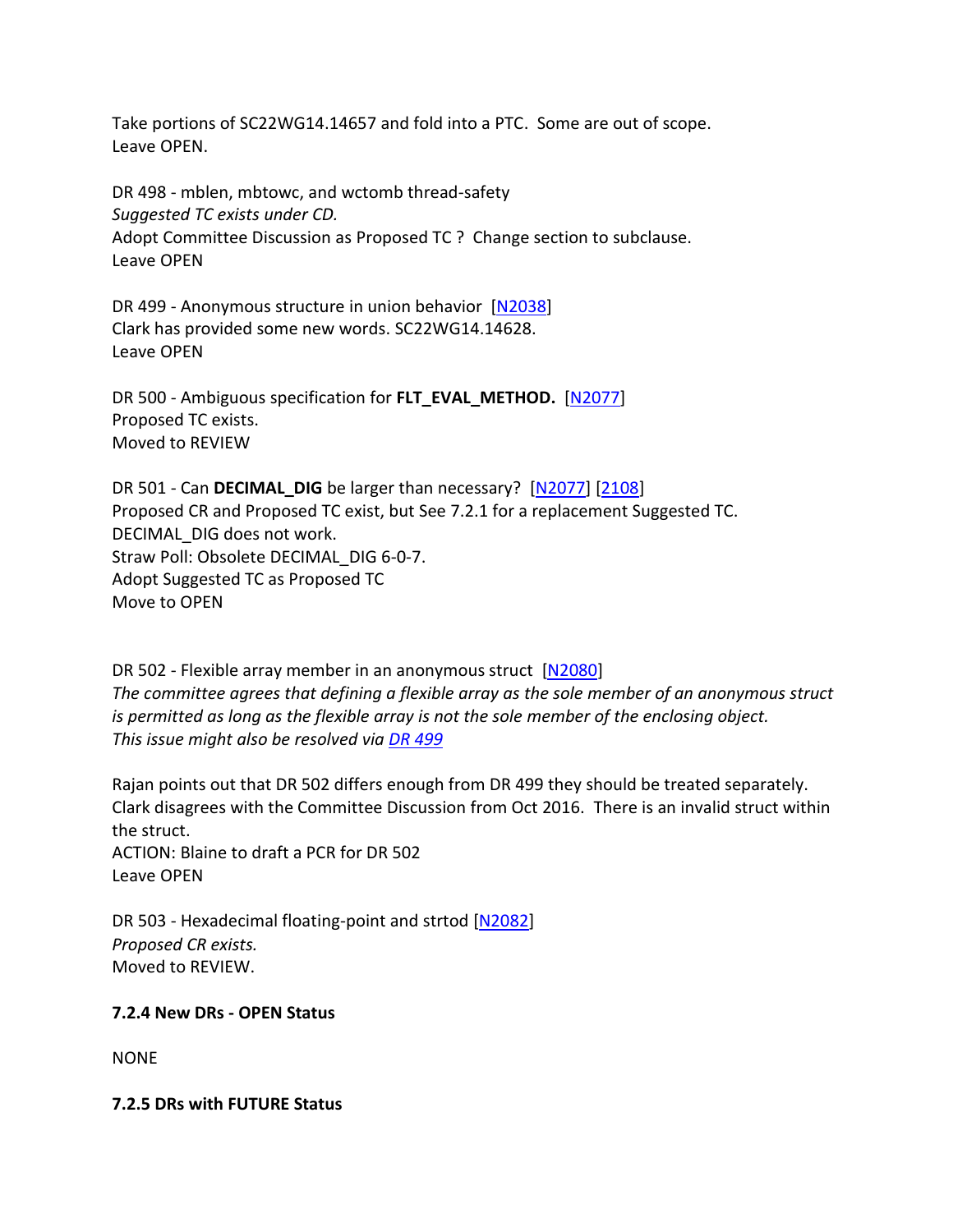Take portions of SC22WG14.14657 and fold into a PTC. Some are out of scope.
Leave OPEN.

DR 498 - mblen, mbtowc, and wctomb thread-safety
*Suggested TC exists under CD.*
Adopt Committee Discussion as Proposed TC ? Change section to subclause.
Leave OPEN

DR 499 - Anonymous structure in union behavior [N2038]
Clark has provided some new words. SC22WG14.14628.
Leave OPEN

DR 500 - Ambiguous specification for **FLT_EVAL_METHOD.** [N2077]
Proposed TC exists.
Moved to REVIEW

DR 501 - Can **DECIMAL_DIG** be larger than necessary? [N2077] [2108]
Proposed CR and Proposed TC exist, but See 7.2.1 for a replacement Suggested TC.
DECIMAL_DIG does not work.
Straw Poll: Obsolete DECIMAL_DIG 6-0-7.
Adopt Suggested TC as Proposed TC
Move to OPEN

DR 502 - Flexible array member in an anonymous struct [N2080]
*The committee agrees that defining a flexible array as the sole member of an anonymous struct is permitted as long as the flexible array is not the sole member of the enclosing object.*
*This issue might also be resolved via DR 499*

Rajan points out that DR 502 differs enough from DR 499 they should be treated separately.
Clark disagrees with the Committee Discussion from Oct 2016. There is an invalid struct within the struct.
ACTION: Blaine to draft a PCR for DR 502
Leave OPEN

DR 503 - Hexadecimal floating-point and strtod [N2082]
*Proposed CR exists.*
Moved to REVIEW.

**7.2.4 New DRs - OPEN Status**

NONE

**7.2.5 DRs with FUTURE Status**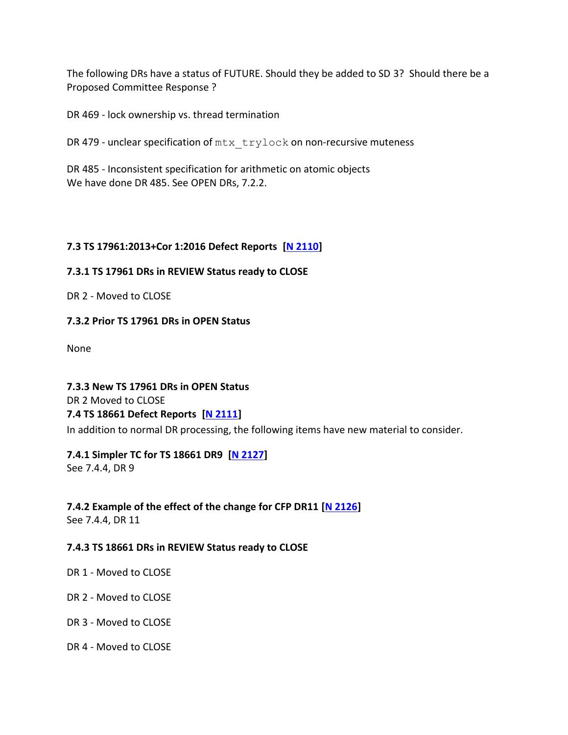The following DRs have a status of FUTURE. Should they be added to SD 3? Should there be a Proposed Committee Response ?

DR 469 - lock ownership vs. thread termination

DR 479 - unclear specification of `mtx_trylock` on non-recursive muteness

DR 485 - Inconsistent specification for arithmetic on atomic objects
We have done DR 485. See OPEN DRs, 7.2.2.

### 7.3 TS 17961:2013+Cor 1:2016 Defect Reports [N 2110]

#### 7.3.1 TS 17961 DRs in REVIEW Status ready to CLOSE

DR 2 - Moved to CLOSE

#### 7.3.2 Prior TS 17961 DRs in OPEN Status

None

#### 7.3.3 New TS 17961 DRs in OPEN Status

DR 2 Moved to CLOSE

### 7.4 TS 18661 Defect Reports [N 2111]

In addition to normal DR processing, the following items have new material to consider.

#### 7.4.1 Simpler TC for TS 18661 DR9 [N 2127]

See 7.4.4, DR 9

#### 7.4.2 Example of the effect of the change for CFP DR11 [N 2126]

See 7.4.4, DR 11

#### 7.4.3 TS 18661 DRs in REVIEW Status ready to CLOSE

DR 1 - Moved to CLOSE

DR 2 - Moved to CLOSE

DR 3 - Moved to CLOSE

DR 4 - Moved to CLOSE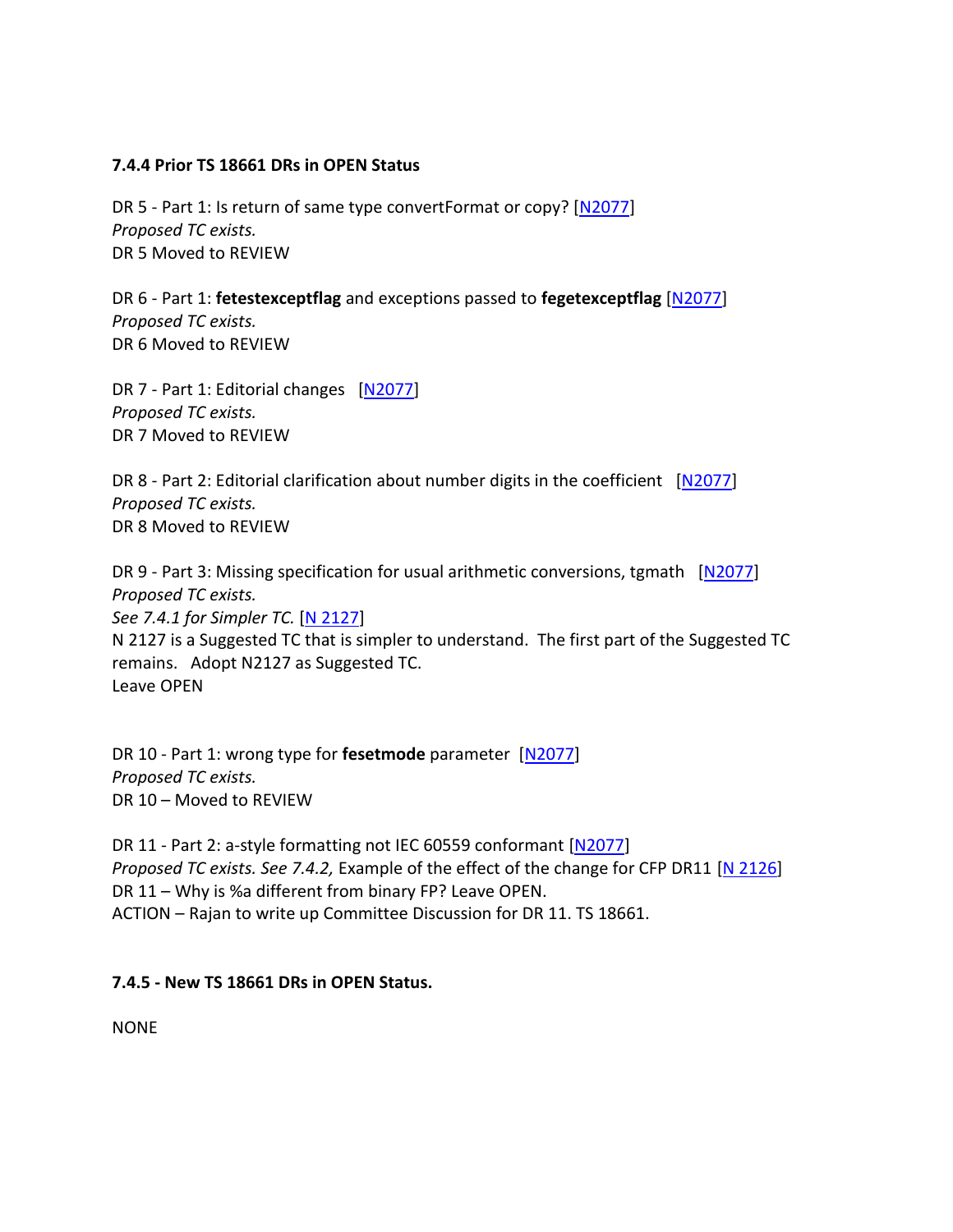**7.4.4 Prior TS 18661 DRs in OPEN Status**

DR 5 - Part 1: Is return of same type convertFormat or copy? [N2077]
*Proposed TC exists.*
DR 5 Moved to REVIEW

DR 6 - Part 1: **fetestexceptflag** and exceptions passed to **fegetexceptflag** [N2077]
*Proposed TC exists.*
DR 6 Moved to REVIEW

DR 7 - Part 1: Editorial changes [N2077]
*Proposed TC exists.*
DR 7 Moved to REVIEW

DR 8 - Part 2: Editorial clarification about number digits in the coefficient [N2077]
*Proposed TC exists.*
DR 8 Moved to REVIEW

DR 9 - Part 3: Missing specification for usual arithmetic conversions, tgmath [N2077]
*Proposed TC exists.*
*See 7.4.1 for Simpler TC.* [N 2127]
N 2127 is a Suggested TC that is simpler to understand. The first part of the Suggested TC remains. Adopt N2127 as Suggested TC.
Leave OPEN

DR 10 - Part 1: wrong type for **fesetmode** parameter [N2077]
*Proposed TC exists.*
DR 10 – Moved to REVIEW

DR 11 - Part 2: a-style formatting not IEC 60559 conformant [N2077]
*Proposed TC exists. See 7.4.2,* Example of the effect of the change for CFP DR11 [N 2126]
DR 11 – Why is %a different from binary FP? Leave OPEN.
ACTION – Rajan to write up Committee Discussion for DR 11. TS 18661.

**7.4.5 - New TS 18661 DRs in OPEN Status.**

NONE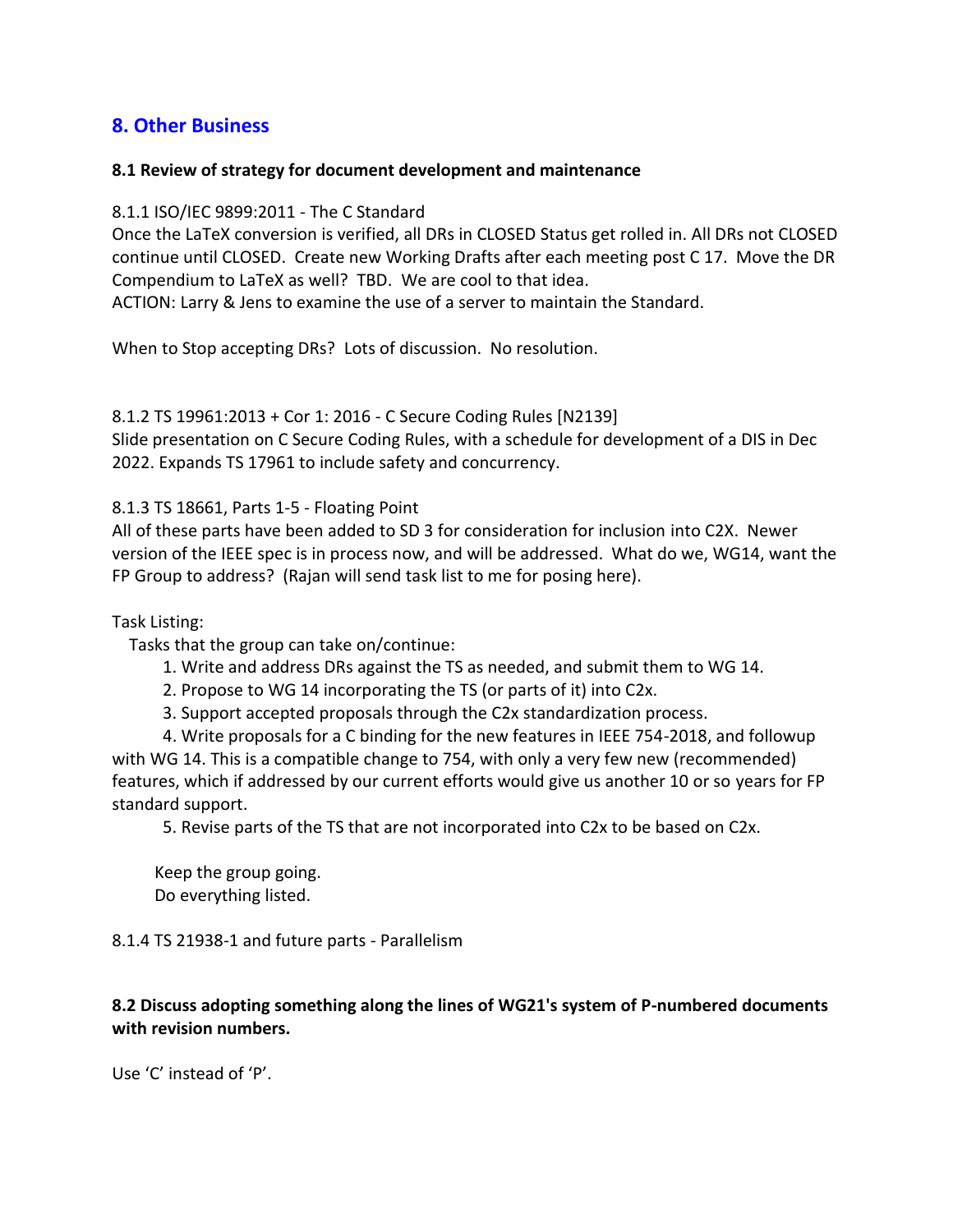## 8. Other Business

### 8.1 Review of strategy for document development and maintenance

8.1.1 ISO/IEC 9899:2011 - The C Standard
Once the LaTeX conversion is verified, all DRs in CLOSED Status get rolled in. All DRs not CLOSED continue until CLOSED. Create new Working Drafts after each meeting post C 17. Move the DR Compendium to LaTeX as well? TBD. We are cool to that idea.
ACTION: Larry & Jens to examine the use of a server to maintain the Standard.

When to Stop accepting DRs? Lots of discussion. No resolution.

8.1.2 TS 19961:2013 + Cor 1: 2016 - C Secure Coding Rules [N2139]
Slide presentation on C Secure Coding Rules, with a schedule for development of a DIS in Dec 2022. Expands TS 17961 to include safety and concurrency.

8.1.3 TS 18661, Parts 1-5 - Floating Point
All of these parts have been added to SD 3 for consideration for inclusion into C2X. Newer version of the IEEE spec is in process now, and will be addressed. What do we, WG14, want the FP Group to address? (Rajan will send task list to me for posing here).

Task Listing:
Tasks that the group can take on/continue:

1. Write and address DRs against the TS as needed, and submit them to WG 14.
2. Propose to WG 14 incorporating the TS (or parts of it) into C2x.
3. Support accepted proposals through the C2x standardization process.
4. Write proposals for a C binding for the new features in IEEE 754-2018, and followup with WG 14. This is a compatible change to 754, with only a very few new (recommended) features, which if addressed by our current efforts would give us another 10 or so years for FP standard support.
5. Revise parts of the TS that are not incorporated into C2x to be based on C2x.

Keep the group going.
Do everything listed.

8.1.4 TS 21938-1 and future parts - Parallelism

### 8.2 Discuss adopting something along the lines of WG21's system of P-numbered documents with revision numbers.

Use 'C' instead of 'P'.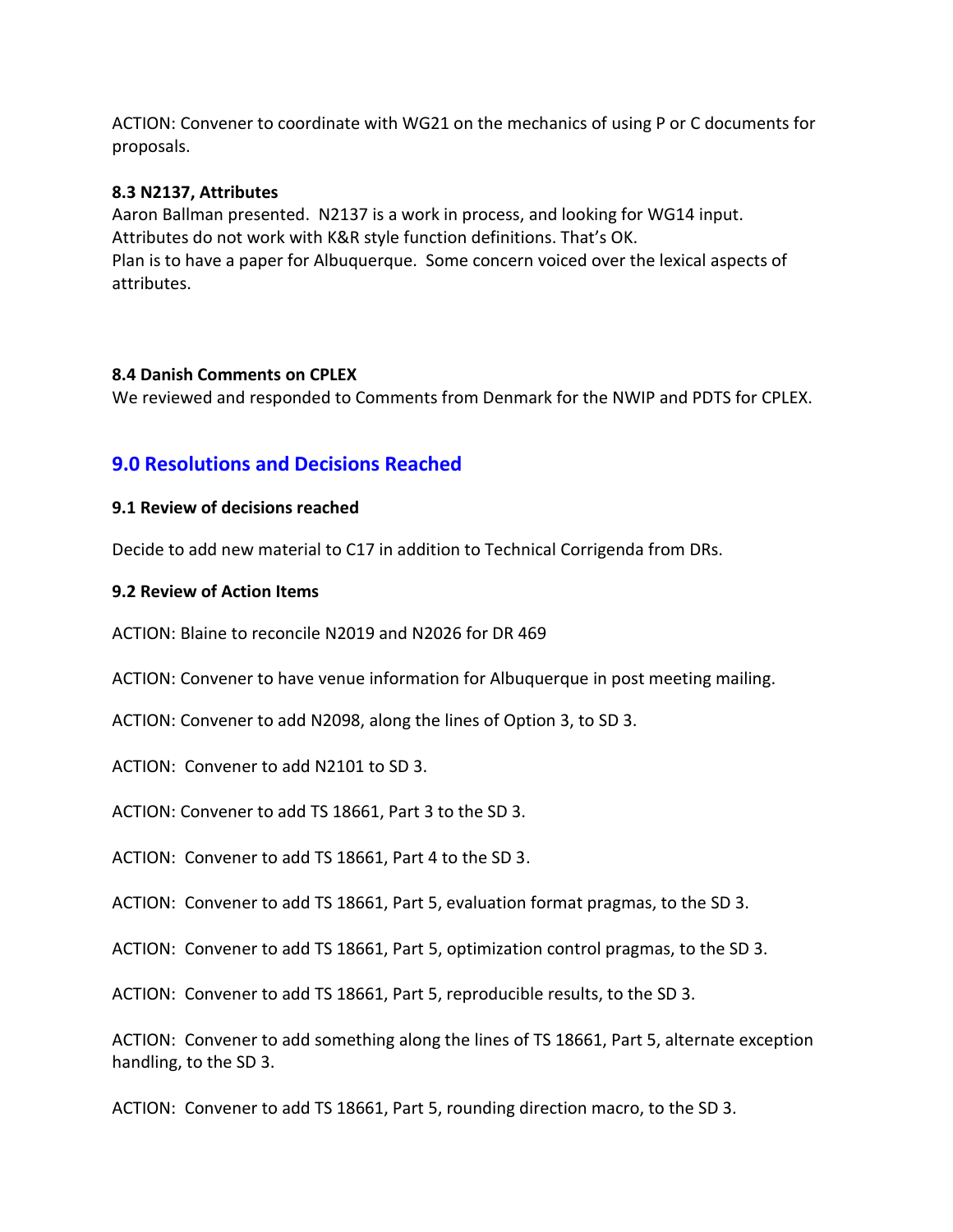ACTION: Convener to coordinate with WG21 on the mechanics of using P or C documents for proposals.

**8.3 N2137, Attributes**

Aaron Ballman presented. N2137 is a work in process, and looking for WG14 input. Attributes do not work with K&R style function definitions. That's OK.
Plan is to have a paper for Albuquerque. Some concern voiced over the lexical aspects of attributes.

**8.4 Danish Comments on CPLEX**

We reviewed and responded to Comments from Denmark for the NWIP and PDTS for CPLEX.

## 9.0 Resolutions and Decisions Reached

**9.1 Review of decisions reached**

Decide to add new material to C17 in addition to Technical Corrigenda from DRs.

**9.2 Review of Action Items**

ACTION: Blaine to reconcile N2019 and N2026 for DR 469

ACTION: Convener to have venue information for Albuquerque in post meeting mailing.

ACTION: Convener to add N2098, along the lines of Option 3, to SD 3.

ACTION: Convener to add N2101 to SD 3.

ACTION: Convener to add TS 18661, Part 3 to the SD 3.

ACTION: Convener to add TS 18661, Part 4 to the SD 3.

ACTION: Convener to add TS 18661, Part 5, evaluation format pragmas, to the SD 3.

ACTION: Convener to add TS 18661, Part 5, optimization control pragmas, to the SD 3.

ACTION: Convener to add TS 18661, Part 5, reproducible results, to the SD 3.

ACTION: Convener to add something along the lines of TS 18661, Part 5, alternate exception handling, to the SD 3.

ACTION: Convener to add TS 18661, Part 5, rounding direction macro, to the SD 3.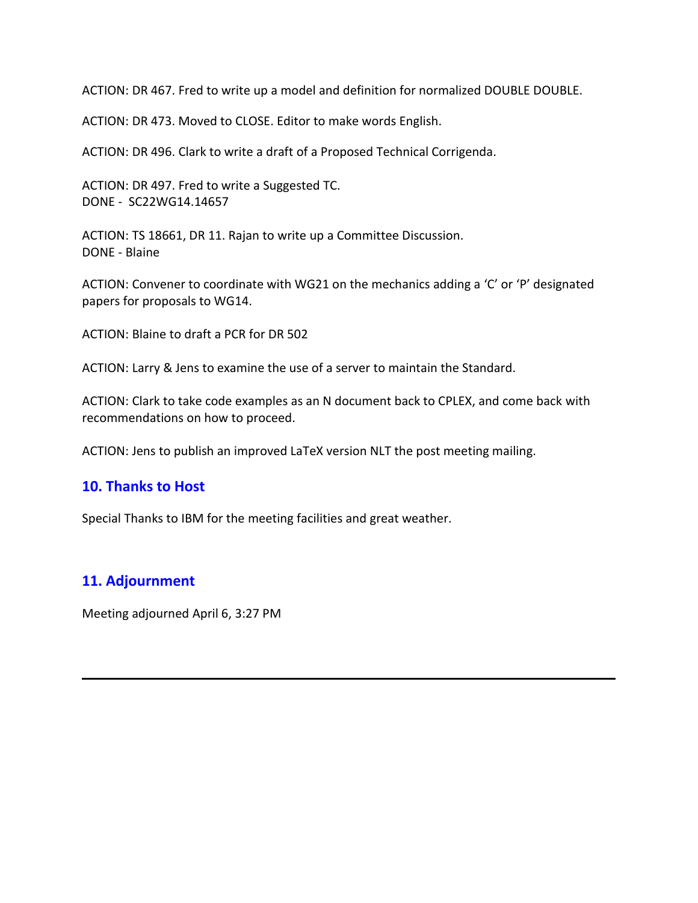ACTION: DR 467. Fred to write up a model and definition for normalized DOUBLE DOUBLE.

ACTION: DR 473. Moved to CLOSE. Editor to make words English.

ACTION: DR 496. Clark to write a draft of a Proposed Technical Corrigenda.

ACTION: DR 497. Fred to write a Suggested TC.
DONE - SC22WG14.14657

ACTION: TS 18661, DR 11. Rajan to write up a Committee Discussion.
DONE - Blaine

ACTION: Convener to coordinate with WG21 on the mechanics adding a 'C' or 'P' designated papers for proposals to WG14.

ACTION: Blaine to draft a PCR for DR 502

ACTION: Larry & Jens to examine the use of a server to maintain the Standard.

ACTION: Clark to take code examples as an N document back to CPLEX, and come back with recommendations on how to proceed.

ACTION: Jens to publish an improved LaTeX version NLT the post meeting mailing.

## 10. Thanks to Host

Special Thanks to IBM for the meeting facilities and great weather.

## 11. Adjournment

Meeting adjourned April 6, 3:27 PM

---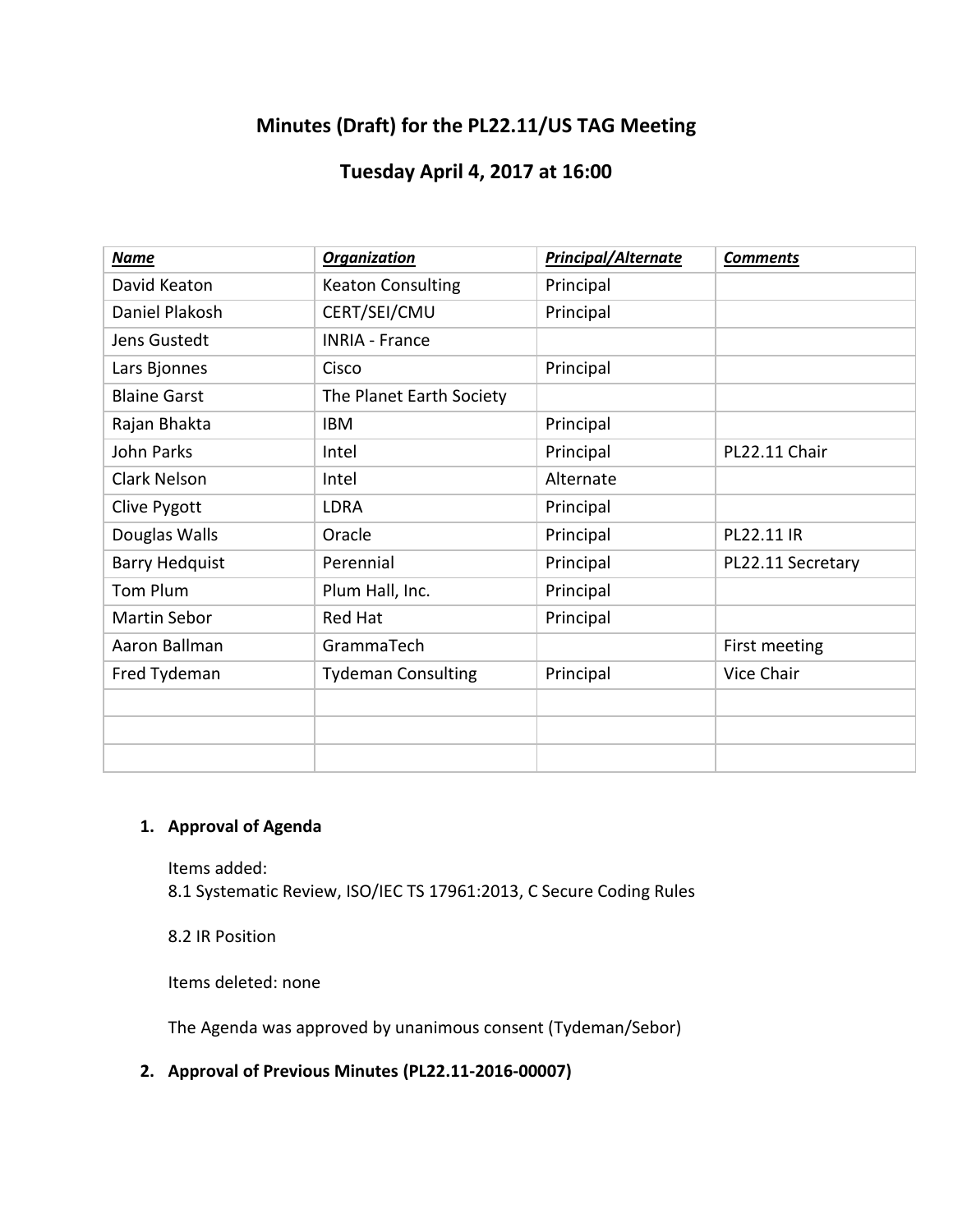# Minutes (Draft) for the PL22.11/US TAG Meeting

## Tuesday April 4, 2017 at 16:00

| ***Name*** | ***Organization*** | ***Principal/Alternate*** | ***Comments*** |
|---|---|---|---|
| David Keaton | Keaton Consulting | Principal | |
| Daniel Plakosh | CERT/SEI/CMU | Principal | |
| Jens Gustedt | INRIA - France | | |
| Lars Bjonnes | Cisco | Principal | |
| Blaine Garst | The Planet Earth Society | | |
| Rajan Bhakta | IBM | Principal | |
| John Parks | Intel | Principal | PL22.11 Chair |
| Clark Nelson | Intel | Alternate | |
| Clive Pygott | LDRA | Principal | |
| Douglas Walls | Oracle | Principal | PL22.11 IR |
| Barry Hedquist | Perennial | Principal | PL22.11 Secretary |
| Tom Plum | Plum Hall, Inc. | Principal | |
| Martin Sebor | Red Hat | Principal | |
| Aaron Ballman | GrammaTech | | First meeting |
| Fred Tydeman | Tydeman Consulting | Principal | Vice Chair |
| | | | |
| | | | |
| | | | |

1. **Approval of Agenda**

   Items added:
   8.1 Systematic Review, ISO/IEC TS 17961:2013, C Secure Coding Rules

   8.2 IR Position

   Items deleted: none

   The Agenda was approved by unanimous consent (Tydeman/Sebor)

2. **Approval of Previous Minutes (PL22.11-2016-00007)**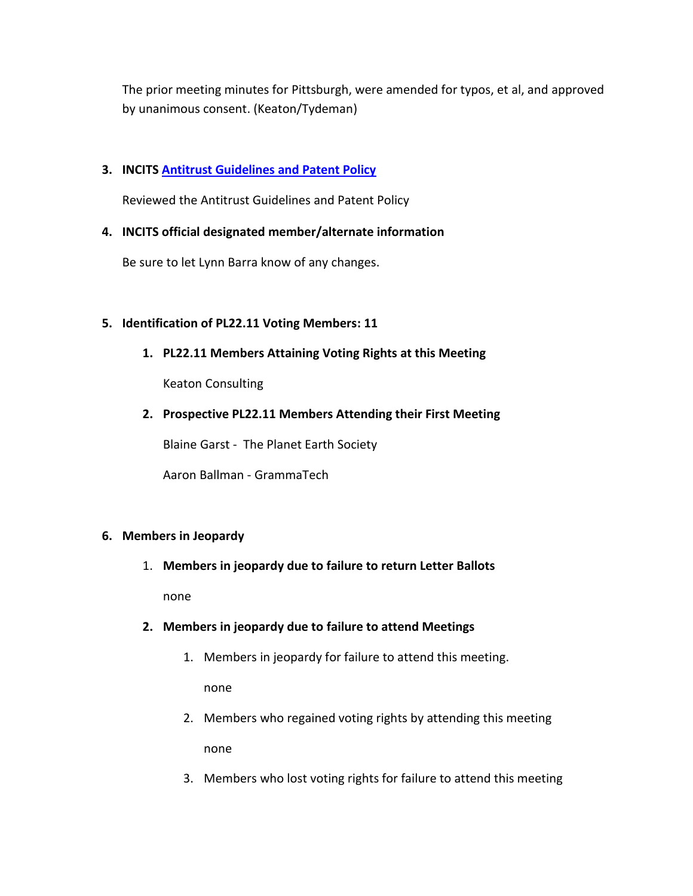The prior meeting minutes for Pittsburgh, were amended for typos, et al, and approved by unanimous consent. (Keaton/Tydeman)

3. **INCITS [Antitrust Guidelines and Patent Policy]()**

   Reviewed the Antitrust Guidelines and Patent Policy

4. **INCITS official designated member/alternate information**

   Be sure to let Lynn Barra know of any changes.

5. **Identification of PL22.11 Voting Members: 11**

   1. **PL22.11 Members Attaining Voting Rights at this Meeting**

      Keaton Consulting

   2. **Prospective PL22.11 Members Attending their First Meeting**

      Blaine Garst - The Planet Earth Society

      Aaron Ballman - GrammaTech

6. **Members in Jeopardy**

   1. **Members in jeopardy due to failure to return Letter Ballots**

      none

   2. **Members in jeopardy due to failure to attend Meetings**

      1. Members in jeopardy for failure to attend this meeting.

         none

      2. Members who regained voting rights by attending this meeting

         none

      3. Members who lost voting rights for failure to attend this meeting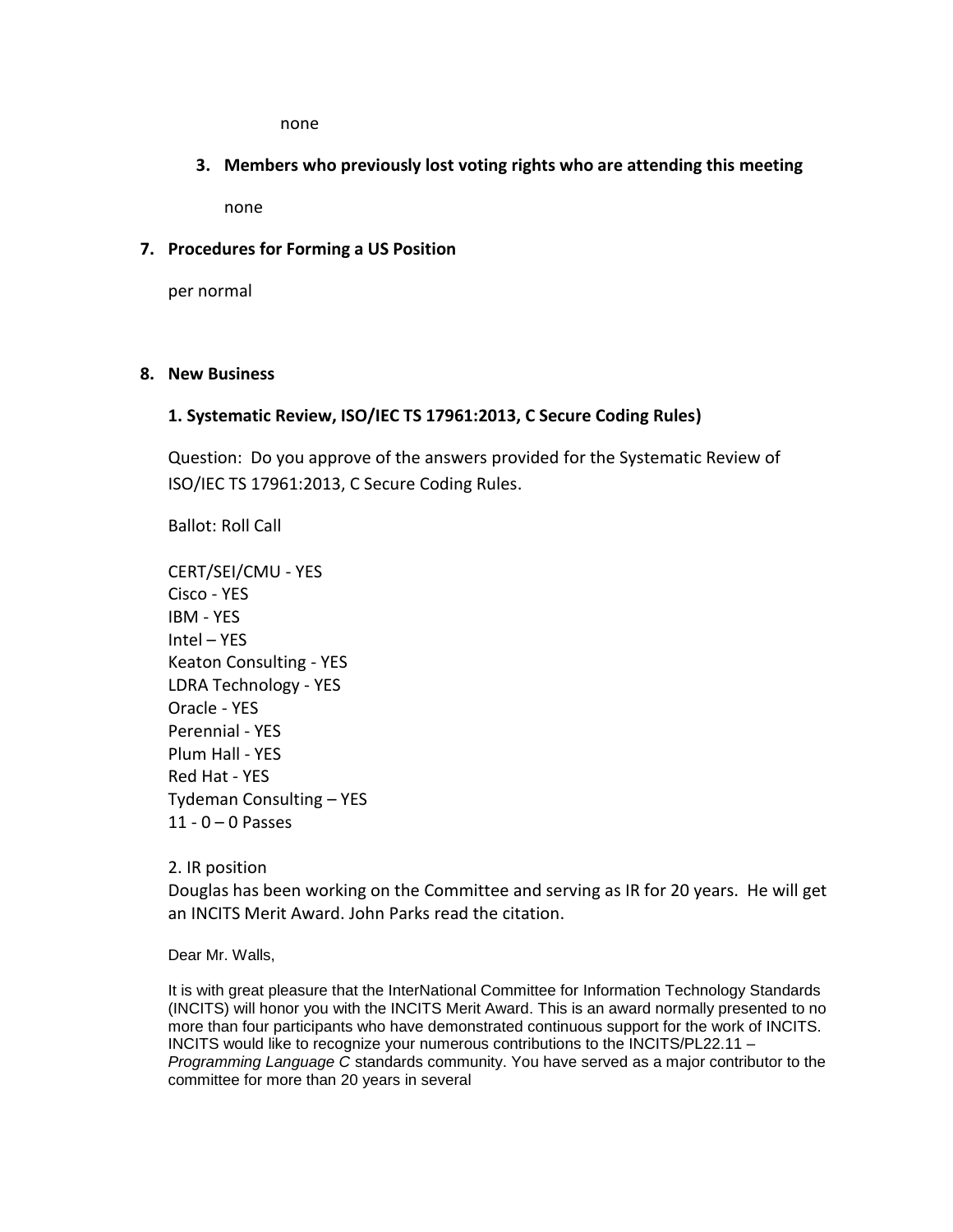none

3. **Members who previously lost voting rights who are attending this meeting**

   none

7. **Procedures for Forming a US Position**

   per normal

8. **New Business**

   **1. Systematic Review, ISO/IEC TS 17961:2013, C Secure Coding Rules)**

   Question: Do you approve of the answers provided for the Systematic Review of ISO/IEC TS 17961:2013, C Secure Coding Rules.

   Ballot: Roll Call

   CERT/SEI/CMU - YES
   Cisco - YES
   IBM - YES
   Intel – YES
   Keaton Consulting - YES
   LDRA Technology - YES
   Oracle - YES
   Perennial - YES
   Plum Hall - YES
   Red Hat - YES
   Tydeman Consulting – YES
   11 - 0 – 0 Passes

   2. IR position
   Douglas has been working on the Committee and serving as IR for 20 years. He will get an INCITS Merit Award. John Parks read the citation.

   Dear Mr. Walls,

   It is with great pleasure that the InterNational Committee for Information Technology Standards (INCITS) will honor you with the INCITS Merit Award. This is an award normally presented to no more than four participants who have demonstrated continuous support for the work of INCITS. INCITS would like to recognize your numerous contributions to the INCITS/PL22.11 – *Programming Language C* standards community. You have served as a major contributor to the committee for more than 20 years in several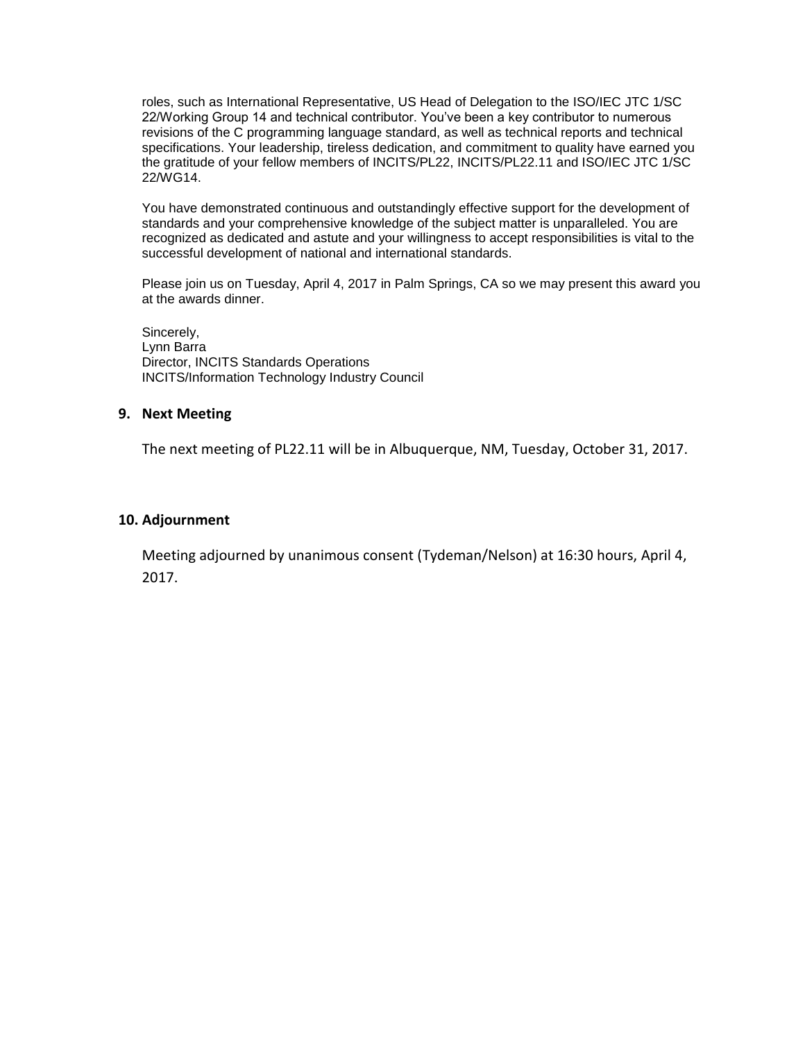roles, such as International Representative, US Head of Delegation to the ISO/IEC JTC 1/SC 22/Working Group 14 and technical contributor. You've been a key contributor to numerous revisions of the C programming language standard, as well as technical reports and technical specifications. Your leadership, tireless dedication, and commitment to quality have earned you the gratitude of your fellow members of INCITS/PL22, INCITS/PL22.11 and ISO/IEC JTC 1/SC 22/WG14.

You have demonstrated continuous and outstandingly effective support for the development of standards and your comprehensive knowledge of the subject matter is unparalleled. You are recognized as dedicated and astute and your willingness to accept responsibilities is vital to the successful development of national and international standards.

Please join us on Tuesday, April 4, 2017 in Palm Springs, CA so we may present this award you at the awards dinner.

Sincerely,
Lynn Barra
Director, INCITS Standards Operations
INCITS/Information Technology Industry Council

## 9. Next Meeting

The next meeting of PL22.11 will be in Albuquerque, NM, Tuesday, October 31, 2017.

## 10. Adjournment

Meeting adjourned by unanimous consent (Tydeman/Nelson) at 16:30 hours, April 4, 2017.